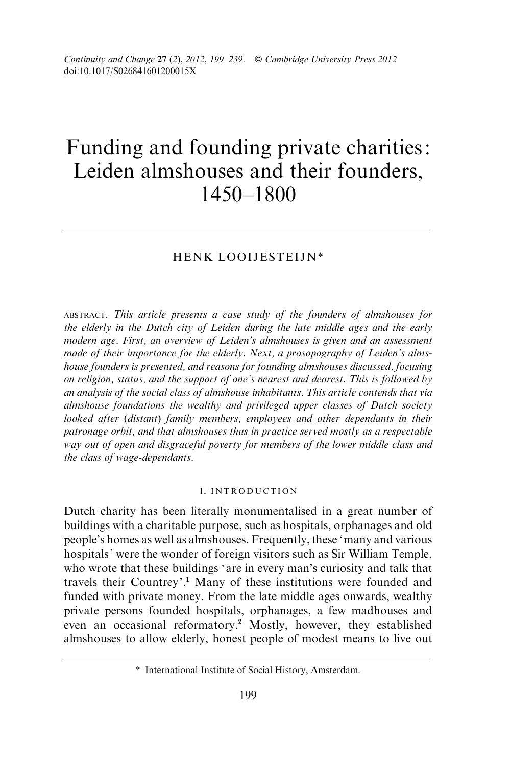*Continuity and Change* **27** (*2*), *2012*, *199–239*. © *Cambridge University Press 2012*
doi:10.1017/S026841601200015X

# Funding and founding private charities: Leiden almshouses and their founders, 1450–1800

HENK LOOIJESTEIJN*

ABSTRACT. *This article presents a case study of the founders of almshouses for the elderly in the Dutch city of Leiden during the late middle ages and the early modern age. First, an overview of Leiden's almshouses is given and an assessment made of their importance for the elderly. Next, a prosopography of Leiden's almshouse founders is presented, and reasons for founding almshouses discussed, focusing on religion, status, and the support of one's nearest and dearest. This is followed by an analysis of the social class of almshouse inhabitants. This article contends that via almshouse foundations the wealthy and privileged upper classes of Dutch society looked after (distant) family members, employees and other dependants in their patronage orbit, and that almshouses thus in practice served mostly as a respectable way out of open and disgraceful poverty for members of the lower middle class and the class of wage-dependants.*

## 1. INTRODUCTION

Dutch charity has been literally monumentalised in a great number of buildings with a charitable purpose, such as hospitals, orphanages and old people's homes as well as almshouses. Frequently, these 'many and various hospitals' were the wonder of foreign visitors such as Sir William Temple, who wrote that these buildings 'are in every man's curiosity and talk that travels their Countrey'.[1] Many of these institutions were founded and funded with private money. From the late middle ages onwards, wealthy private persons founded hospitals, orphanages, a few madhouses and even an occasional reformatory.[2] Mostly, however, they established almshouses to allow elderly, honest people of modest means to live out

\* International Institute of Social History, Amsterdam.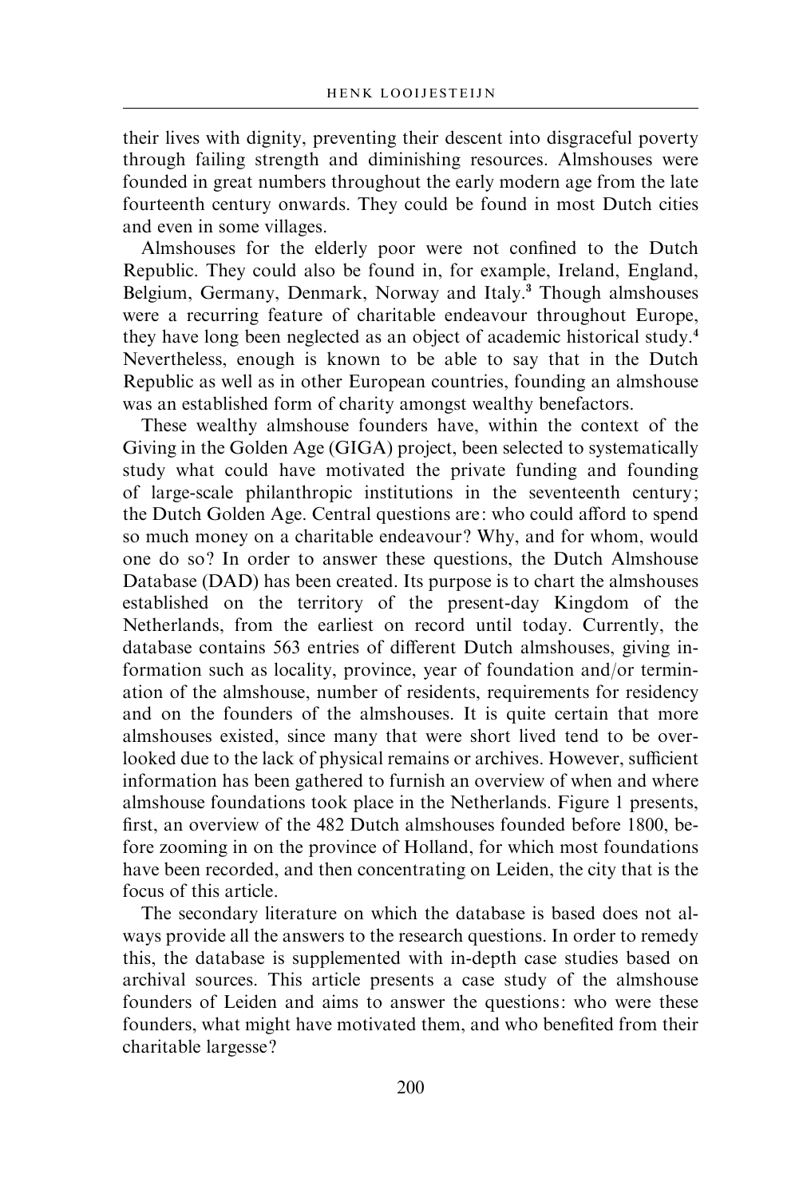their lives with dignity, preventing their descent into disgraceful poverty through failing strength and diminishing resources. Almshouses were founded in great numbers throughout the early modern age from the late fourteenth century onwards. They could be found in most Dutch cities and even in some villages.

Almshouses for the elderly poor were not confined to the Dutch Republic. They could also be found in, for example, Ireland, England, Belgium, Germany, Denmark, Norway and Italy.[3] Though almshouses were a recurring feature of charitable endeavour throughout Europe, they have long been neglected as an object of academic historical study.[4] Nevertheless, enough is known to be able to say that in the Dutch Republic as well as in other European countries, founding an almshouse was an established form of charity amongst wealthy benefactors.

These wealthy almshouse founders have, within the context of the Giving in the Golden Age (GIGA) project, been selected to systematically study what could have motivated the private funding and founding of large-scale philanthropic institutions in the seventeenth century; the Dutch Golden Age. Central questions are: who could afford to spend so much money on a charitable endeavour? Why, and for whom, would one do so? In order to answer these questions, the Dutch Almshouse Database (DAD) has been created. Its purpose is to chart the almshouses established on the territory of the present-day Kingdom of the Netherlands, from the earliest on record until today. Currently, the database contains 563 entries of different Dutch almshouses, giving information such as locality, province, year of foundation and/or termination of the almshouse, number of residents, requirements for residency and on the founders of the almshouses. It is quite certain that more almshouses existed, since many that were short lived tend to be overlooked due to the lack of physical remains or archives. However, sufficient information has been gathered to furnish an overview of when and where almshouse foundations took place in the Netherlands. Figure 1 presents, first, an overview of the 482 Dutch almshouses founded before 1800, before zooming in on the province of Holland, for which most foundations have been recorded, and then concentrating on Leiden, the city that is the focus of this article.

The secondary literature on which the database is based does not always provide all the answers to the research questions. In order to remedy this, the database is supplemented with in-depth case studies based on archival sources. This article presents a case study of the almshouse founders of Leiden and aims to answer the questions: who were these founders, what might have motivated them, and who benefited from their charitable largesse?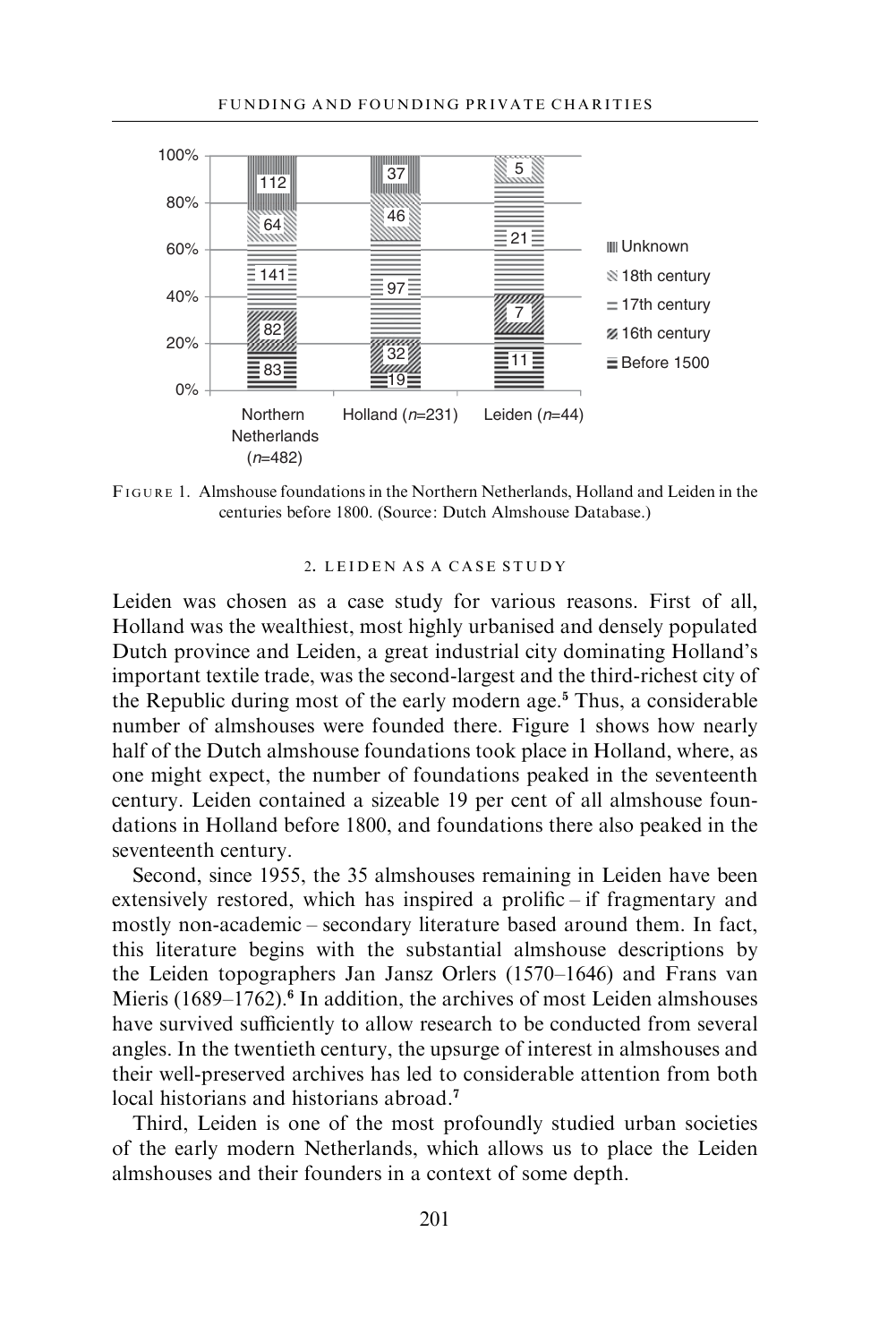FIGURE 1. Almshouse foundations in the Northern Netherlands, Holland and Leiden in the centuries before 1800. (Source: Dutch Almshouse Database.)

## 2. LEIDEN AS A CASE STUDY

Leiden was chosen as a case study for various reasons. First of all, Holland was the wealthiest, most highly urbanised and densely populated Dutch province and Leiden, a great industrial city dominating Holland's important textile trade, was the second-largest and the third-richest city of the Republic during most of the early modern age.[5] Thus, a considerable number of almshouses were founded there. Figure 1 shows how nearly half of the Dutch almshouse foundations took place in Holland, where, as one might expect, the number of foundations peaked in the seventeenth century. Leiden contained a sizeable 19 per cent of all almshouse foundations in Holland before 1800, and foundations there also peaked in the seventeenth century.

Second, since 1955, the 35 almshouses remaining in Leiden have been extensively restored, which has inspired a prolific – if fragmentary and mostly non-academic – secondary literature based around them. In fact, this literature begins with the substantial almshouse descriptions by the Leiden topographers Jan Jansz Orlers (1570–1646) and Frans van Mieris (1689–1762).[6] In addition, the archives of most Leiden almshouses have survived sufficiently to allow research to be conducted from several angles. In the twentieth century, the upsurge of interest in almshouses and their well-preserved archives has led to considerable attention from both local historians and historians abroad.[7]

Third, Leiden is one of the most profoundly studied urban societies of the early modern Netherlands, which allows us to place the Leiden almshouses and their founders in a context of some depth.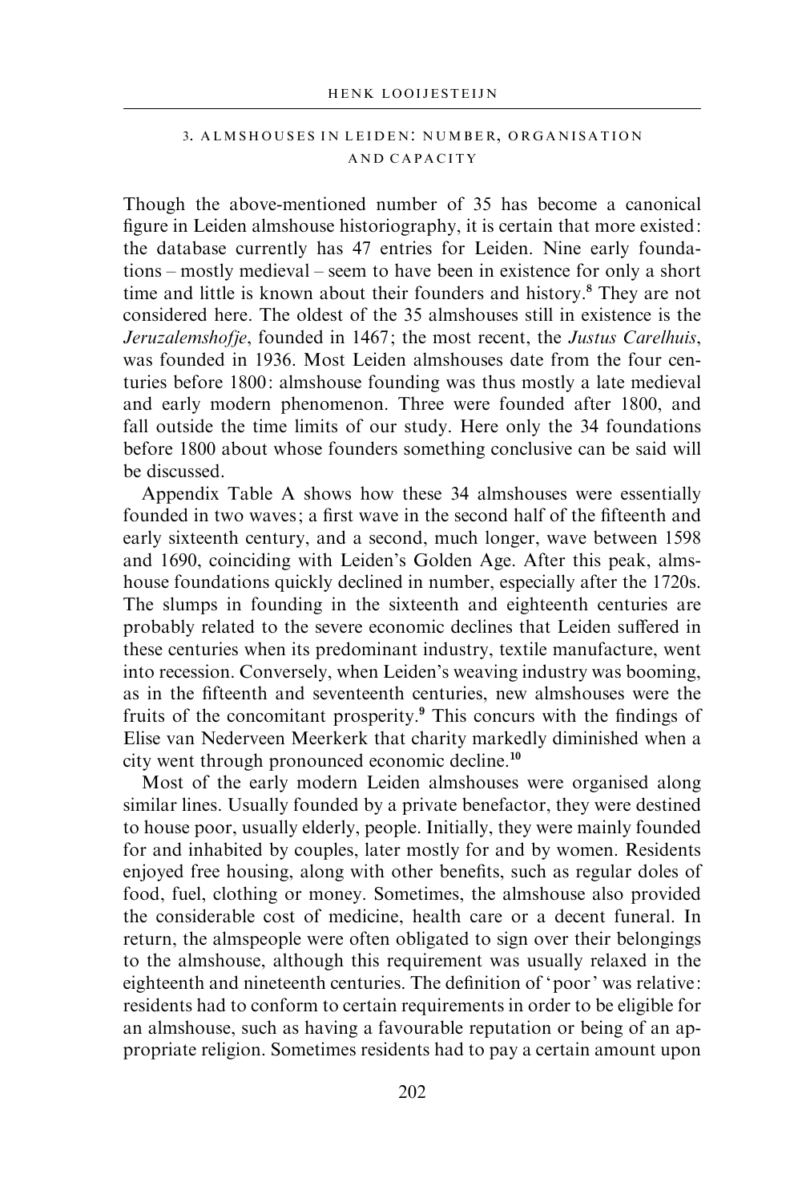## 3. ALMSHOUSES IN LEIDEN: NUMBER, ORGANISATION AND CAPACITY

Though the above-mentioned number of 35 has become a canonical figure in Leiden almshouse historiography, it is certain that more existed: the database currently has 47 entries for Leiden. Nine early foundations – mostly medieval – seem to have been in existence for only a short time and little is known about their founders and history.[8] They are not considered here. The oldest of the 35 almshouses still in existence is the *Jeruzalemshofje*, founded in 1467; the most recent, the *Justus Carelhuis*, was founded in 1936. Most Leiden almshouses date from the four centuries before 1800: almshouse founding was thus mostly a late medieval and early modern phenomenon. Three were founded after 1800, and fall outside the time limits of our study. Here only the 34 foundations before 1800 about whose founders something conclusive can be said will be discussed.

Appendix Table A shows how these 34 almshouses were essentially founded in two waves; a first wave in the second half of the fifteenth and early sixteenth century, and a second, much longer, wave between 1598 and 1690, coinciding with Leiden's Golden Age. After this peak, almshouse foundations quickly declined in number, especially after the 1720s. The slumps in founding in the sixteenth and eighteenth centuries are probably related to the severe economic declines that Leiden suffered in these centuries when its predominant industry, textile manufacture, went into recession. Conversely, when Leiden's weaving industry was booming, as in the fifteenth and seventeenth centuries, new almshouses were the fruits of the concomitant prosperity.[9] This concurs with the findings of Elise van Nederveen Meerkerk that charity markedly diminished when a city went through pronounced economic decline.[10]

Most of the early modern Leiden almshouses were organised along similar lines. Usually founded by a private benefactor, they were destined to house poor, usually elderly, people. Initially, they were mainly founded for and inhabited by couples, later mostly for and by women. Residents enjoyed free housing, along with other benefits, such as regular doles of food, fuel, clothing or money. Sometimes, the almshouse also provided the considerable cost of medicine, health care or a decent funeral. In return, the almspeople were often obligated to sign over their belongings to the almshouse, although this requirement was usually relaxed in the eighteenth and nineteenth centuries. The definition of 'poor' was relative: residents had to conform to certain requirements in order to be eligible for an almshouse, such as having a favourable reputation or being of an appropriate religion. Sometimes residents had to pay a certain amount upon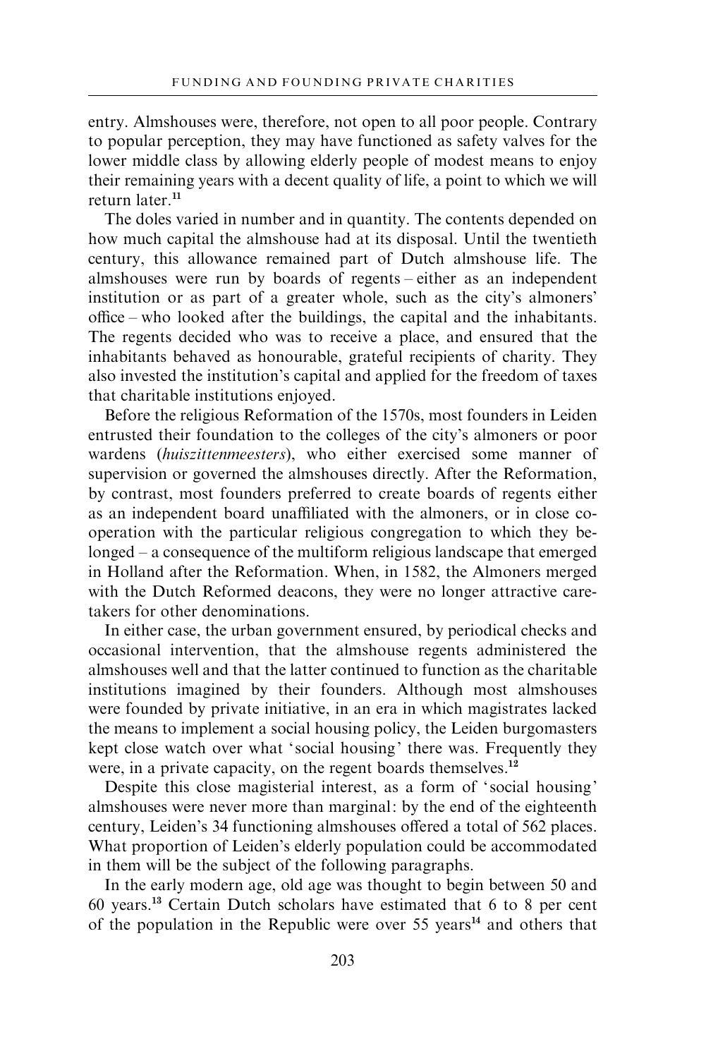entry. Almshouses were, therefore, not open to all poor people. Contrary to popular perception, they may have functioned as safety valves for the lower middle class by allowing elderly people of modest means to enjoy their remaining years with a decent quality of life, a point to which we will return later.[11]

The doles varied in number and in quantity. The contents depended on how much capital the almshouse had at its disposal. Until the twentieth century, this allowance remained part of Dutch almshouse life. The almshouses were run by boards of regents – either as an independent institution or as part of a greater whole, such as the city's almoners' office – who looked after the buildings, the capital and the inhabitants. The regents decided who was to receive a place, and ensured that the inhabitants behaved as honourable, grateful recipients of charity. They also invested the institution's capital and applied for the freedom of taxes that charitable institutions enjoyed.

Before the religious Reformation of the 1570s, most founders in Leiden entrusted their foundation to the colleges of the city's almoners or poor wardens (*huiszittenmeesters*), who either exercised some manner of supervision or governed the almshouses directly. After the Reformation, by contrast, most founders preferred to create boards of regents either as an independent board unaffiliated with the almoners, or in close co-operation with the particular religious congregation to which they belonged – a consequence of the multiform religious landscape that emerged in Holland after the Reformation. When, in 1582, the Almoners merged with the Dutch Reformed deacons, they were no longer attractive caretakers for other denominations.

In either case, the urban government ensured, by periodical checks and occasional intervention, that the almshouse regents administered the almshouses well and that the latter continued to function as the charitable institutions imagined by their founders. Although most almshouses were founded by private initiative, in an era in which magistrates lacked the means to implement a social housing policy, the Leiden burgomasters kept close watch over what 'social housing' there was. Frequently they were, in a private capacity, on the regent boards themselves.[12]

Despite this close magisterial interest, as a form of 'social housing' almshouses were never more than marginal: by the end of the eighteenth century, Leiden's 34 functioning almshouses offered a total of 562 places. What proportion of Leiden's elderly population could be accommodated in them will be the subject of the following paragraphs.

In the early modern age, old age was thought to begin between 50 and 60 years.[13] Certain Dutch scholars have estimated that 6 to 8 per cent of the population in the Republic were over 55 years[14] and others that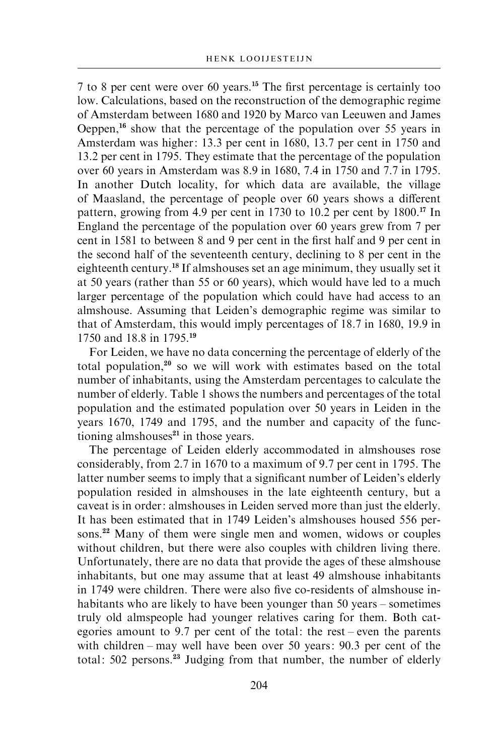7 to 8 per cent were over 60 years.[15] The first percentage is certainly too low. Calculations, based on the reconstruction of the demographic regime of Amsterdam between 1680 and 1920 by Marco van Leeuwen and James Oeppen,[16] show that the percentage of the population over 55 years in Amsterdam was higher: 13.3 per cent in 1680, 13.7 per cent in 1750 and 13.2 per cent in 1795. They estimate that the percentage of the population over 60 years in Amsterdam was 8.9 in 1680, 7.4 in 1750 and 7.7 in 1795. In another Dutch locality, for which data are available, the village of Maasland, the percentage of people over 60 years shows a different pattern, growing from 4.9 per cent in 1730 to 10.2 per cent by 1800.[17] In England the percentage of the population over 60 years grew from 7 per cent in 1581 to between 8 and 9 per cent in the first half and 9 per cent in the second half of the seventeenth century, declining to 8 per cent in the eighteenth century.[18] If almshouses set an age minimum, they usually set it at 50 years (rather than 55 or 60 years), which would have led to a much larger percentage of the population which could have had access to an almshouse. Assuming that Leiden's demographic regime was similar to that of Amsterdam, this would imply percentages of 18.7 in 1680, 19.9 in 1750 and 18.8 in 1795.[19]

For Leiden, we have no data concerning the percentage of elderly of the total population,[20] so we will work with estimates based on the total number of inhabitants, using the Amsterdam percentages to calculate the number of elderly. Table 1 shows the numbers and percentages of the total population and the estimated population over 50 years in Leiden in the years 1670, 1749 and 1795, and the number and capacity of the functioning almshouses[21] in those years.

The percentage of Leiden elderly accommodated in almshouses rose considerably, from 2.7 in 1670 to a maximum of 9.7 per cent in 1795. The latter number seems to imply that a significant number of Leiden's elderly population resided in almshouses in the late eighteenth century, but a caveat is in order: almshouses in Leiden served more than just the elderly. It has been estimated that in 1749 Leiden's almshouses housed 556 persons.[22] Many of them were single men and women, widows or couples without children, but there were also couples with children living there. Unfortunately, there are no data that provide the ages of these almshouse inhabitants, but one may assume that at least 49 almshouse inhabitants in 1749 were children. There were also five co-residents of almshouse inhabitants who are likely to have been younger than 50 years – sometimes truly old almspeople had younger relatives caring for them. Both categories amount to 9.7 per cent of the total: the rest – even the parents with children – may well have been over 50 years: 90.3 per cent of the total: 502 persons.[23] Judging from that number, the number of elderly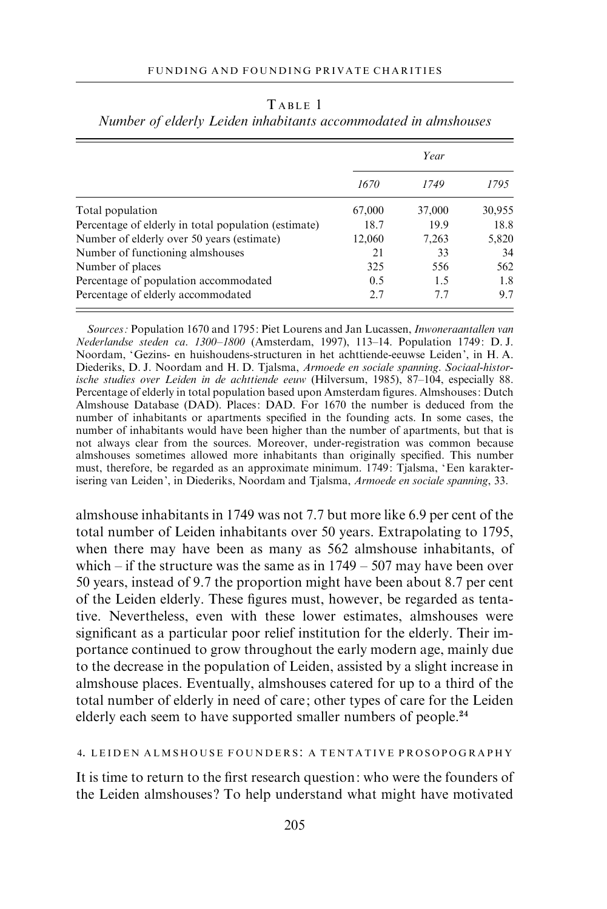TABLE 1
*Number of elderly Leiden inhabitants accommodated in almshouses*

| | Year | | |
|---|---|---|---|
| | *1670* | *1749* | *1795* |
| Total population | 67,000 | 37,000 | 30,955 |
| Percentage of elderly in total population (estimate) | 18.7 | 19.9 | 18.8 |
| Number of elderly over 50 years (estimate) | 12,060 | 7,263 | 5,820 |
| Number of functioning almshouses | 21 | 33 | 34 |
| Number of places | 325 | 556 | 562 |
| Percentage of population accommodated | 0.5 | 1.5 | 1.8 |
| Percentage of elderly accommodated | 2.7 | 7.7 | 9.7 |

*Sources:* Population 1670 and 1795: Piet Lourens and Jan Lucassen, *Inwoneraantallen van Nederlandse steden ca. 1300–1800* (Amsterdam, 1997), 113–14. Population 1749: D. J. Noordam, 'Gezins- en huishoudens-structuren in het achttiende-eeuwse Leiden', in H. A. Diederiks, D. J. Noordam and H. D. Tjalsma, *Armoede en sociale spanning. Sociaal-historische studies over Leiden in de achttiende eeuw* (Hilversum, 1985), 87–104, especially 88. Percentage of elderly in total population based upon Amsterdam figures. Almshouses: Dutch Almshouse Database (DAD). Places: DAD. For 1670 the number is deduced from the number of inhabitants or apartments specified in the founding acts. In some cases, the number of inhabitants would have been higher than the number of apartments, but that is not always clear from the sources. Moreover, under-registration was common because almshouses sometimes allowed more inhabitants than originally specified. This number must, therefore, be regarded as an approximate minimum. 1749: Tjalsma, 'Een karakterisering van Leiden', in Diederiks, Noordam and Tjalsma, *Armoede en sociale spanning*, 33.

almshouse inhabitants in 1749 was not 7.7 but more like 6.9 per cent of the total number of Leiden inhabitants over 50 years. Extrapolating to 1795, when there may have been as many as 562 almshouse inhabitants, of which – if the structure was the same as in 1749 – 507 may have been over 50 years, instead of 9.7 the proportion might have been about 8.7 per cent of the Leiden elderly. These figures must, however, be regarded as tentative. Nevertheless, even with these lower estimates, almshouses were significant as a particular poor relief institution for the elderly. Their importance continued to grow throughout the early modern age, mainly due to the decrease in the population of Leiden, assisted by a slight increase in almshouse places. Eventually, almshouses catered for up to a third of the total number of elderly in need of care; other types of care for the Leiden elderly each seem to have supported smaller numbers of people.[24]

## 4. LEIDEN ALMSHOUSE FOUNDERS: A TENTATIVE PROSOPOGRAPHY

It is time to return to the first research question: who were the founders of the Leiden almshouses? To help understand what might have motivated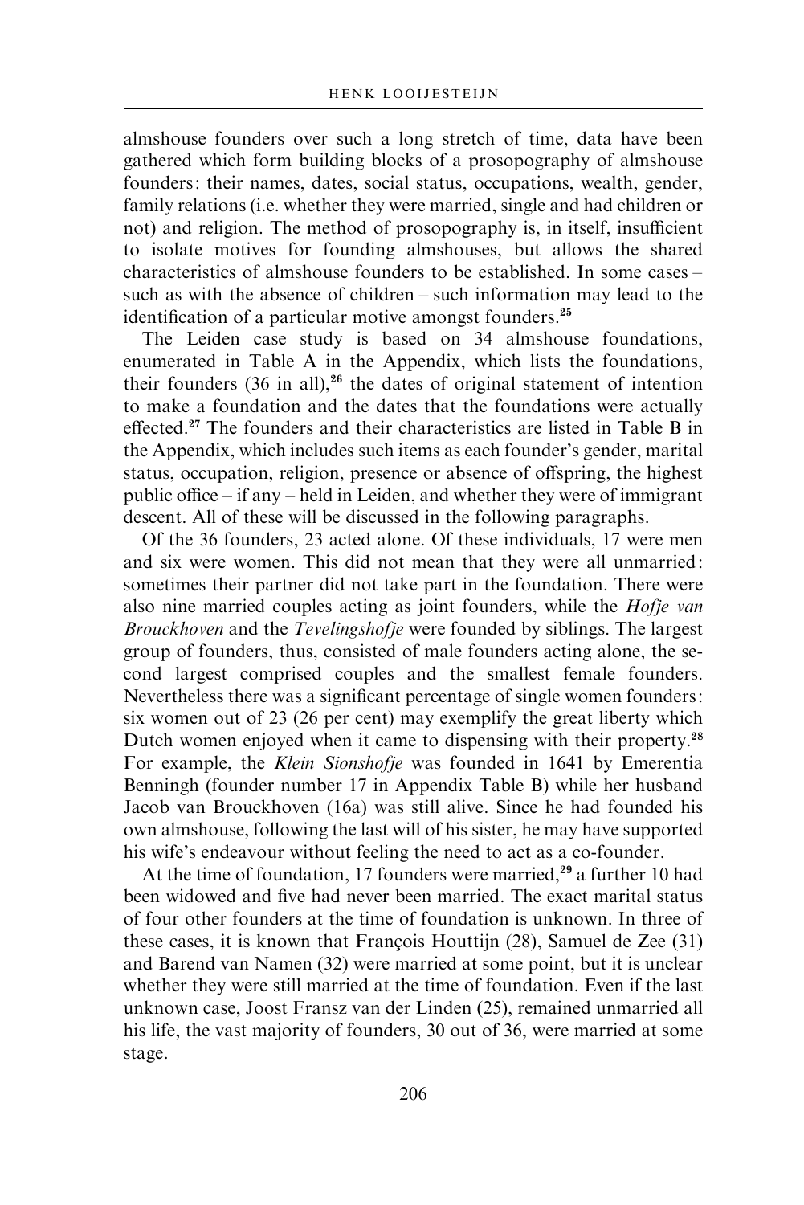almshouse founders over such a long stretch of time, data have been gathered which form building blocks of a prosopography of almshouse founders: their names, dates, social status, occupations, wealth, gender, family relations (i.e. whether they were married, single and had children or not) and religion. The method of prosopography is, in itself, insufficient to isolate motives for founding almshouses, but allows the shared characteristics of almshouse founders to be established. In some cases – such as with the absence of children – such information may lead to the identification of a particular motive amongst founders.[25]

The Leiden case study is based on 34 almshouse foundations, enumerated in Table A in the Appendix, which lists the foundations, their founders (36 in all),[26] the dates of original statement of intention to make a foundation and the dates that the foundations were actually effected.[27] The founders and their characteristics are listed in Table B in the Appendix, which includes such items as each founder's gender, marital status, occupation, religion, presence or absence of offspring, the highest public office – if any – held in Leiden, and whether they were of immigrant descent. All of these will be discussed in the following paragraphs.

Of the 36 founders, 23 acted alone. Of these individuals, 17 were men and six were women. This did not mean that they were all unmarried: sometimes their partner did not take part in the foundation. There were also nine married couples acting as joint founders, while the *Hofje van Brouckhoven* and the *Tevelingshofje* were founded by siblings. The largest group of founders, thus, consisted of male founders acting alone, the second largest comprised couples and the smallest female founders. Nevertheless there was a significant percentage of single women founders: six women out of 23 (26 per cent) may exemplify the great liberty which Dutch women enjoyed when it came to dispensing with their property.[28] For example, the *Klein Sionshofje* was founded in 1641 by Emerentia Benningh (founder number 17 in Appendix Table B) while her husband Jacob van Brouckhoven (16a) was still alive. Since he had founded his own almshouse, following the last will of his sister, he may have supported his wife's endeavour without feeling the need to act as a co-founder.

At the time of foundation, 17 founders were married,[29] a further 10 had been widowed and five had never been married. The exact marital status of four other founders at the time of foundation is unknown. In three of these cases, it is known that François Houttijn (28), Samuel de Zee (31) and Barend van Namen (32) were married at some point, but it is unclear whether they were still married at the time of foundation. Even if the last unknown case, Joost Fransz van der Linden (25), remained unmarried all his life, the vast majority of founders, 30 out of 36, were married at some stage.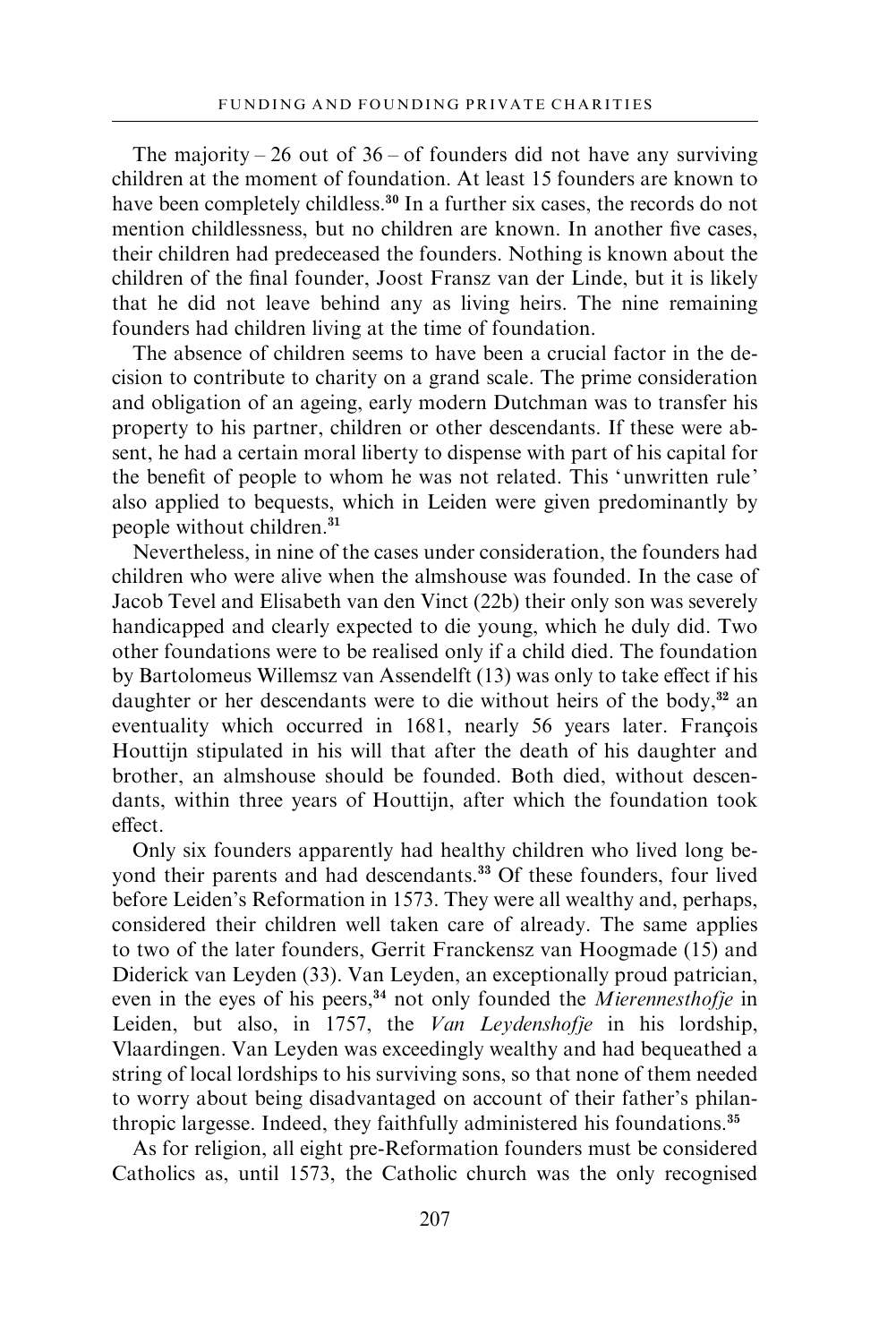The majority – 26 out of 36 – of founders did not have any surviving children at the moment of foundation. At least 15 founders are known to have been completely childless.[30] In a further six cases, the records do not mention childlessness, but no children are known. In another five cases, their children had predeceased the founders. Nothing is known about the children of the final founder, Joost Fransz van der Linde, but it is likely that he did not leave behind any as living heirs. The nine remaining founders had children living at the time of foundation.

The absence of children seems to have been a crucial factor in the decision to contribute to charity on a grand scale. The prime consideration and obligation of an ageing, early modern Dutchman was to transfer his property to his partner, children or other descendants. If these were absent, he had a certain moral liberty to dispense with part of his capital for the benefit of people to whom he was not related. This 'unwritten rule' also applied to bequests, which in Leiden were given predominantly by people without children.[31]

Nevertheless, in nine of the cases under consideration, the founders had children who were alive when the almshouse was founded. In the case of Jacob Tevel and Elisabeth van den Vinct (22b) their only son was severely handicapped and clearly expected to die young, which he duly did. Two other foundations were to be realised only if a child died. The foundation by Bartolomeus Willemsz van Assendelft (13) was only to take effect if his daughter or her descendants were to die without heirs of the body,[32] an eventuality which occurred in 1681, nearly 56 years later. François Houttijn stipulated in his will that after the death of his daughter and brother, an almshouse should be founded. Both died, without descendants, within three years of Houttijn, after which the foundation took effect.

Only six founders apparently had healthy children who lived long beyond their parents and had descendants.[33] Of these founders, four lived before Leiden's Reformation in 1573. They were all wealthy and, perhaps, considered their children well taken care of already. The same applies to two of the later founders, Gerrit Franckensz van Hoogmade (15) and Diderick van Leyden (33). Van Leyden, an exceptionally proud patrician, even in the eyes of his peers,[34] not only founded the *Mierennesthofje* in Leiden, but also, in 1757, the *Van Leydenshofje* in his lordship, Vlaardingen. Van Leyden was exceedingly wealthy and had bequeathed a string of local lordships to his surviving sons, so that none of them needed to worry about being disadvantaged on account of their father's philanthropic largesse. Indeed, they faithfully administered his foundations.[35]

As for religion, all eight pre-Reformation founders must be considered Catholics as, until 1573, the Catholic church was the only recognised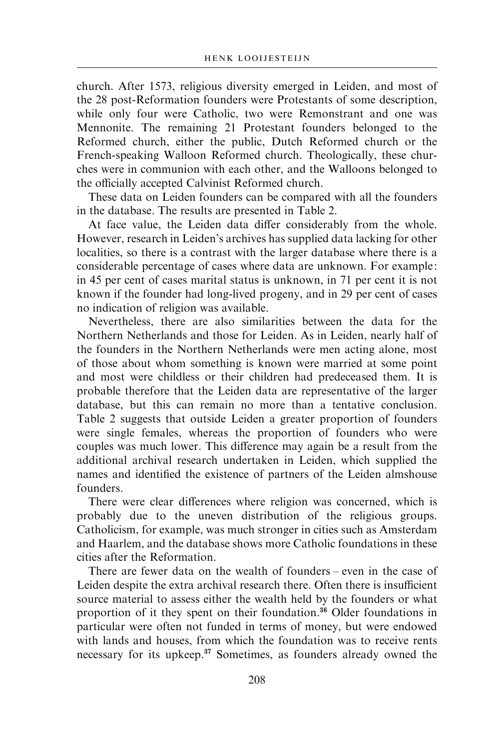church. After 1573, religious diversity emerged in Leiden, and most of the 28 post-Reformation founders were Protestants of some description, while only four were Catholic, two were Remonstrant and one was Mennonite. The remaining 21 Protestant founders belonged to the Reformed church, either the public, Dutch Reformed church or the French-speaking Walloon Reformed church. Theologically, these churches were in communion with each other, and the Walloons belonged to the officially accepted Calvinist Reformed church.

These data on Leiden founders can be compared with all the founders in the database. The results are presented in Table 2.

At face value, the Leiden data differ considerably from the whole. However, research in Leiden's archives has supplied data lacking for other localities, so there is a contrast with the larger database where there is a considerable percentage of cases where data are unknown. For example: in 45 per cent of cases marital status is unknown, in 71 per cent it is not known if the founder had long-lived progeny, and in 29 per cent of cases no indication of religion was available.

Nevertheless, there are also similarities between the data for the Northern Netherlands and those for Leiden. As in Leiden, nearly half of the founders in the Northern Netherlands were men acting alone, most of those about whom something is known were married at some point and most were childless or their children had predeceased them. It is probable therefore that the Leiden data are representative of the larger database, but this can remain no more than a tentative conclusion. Table 2 suggests that outside Leiden a greater proportion of founders were single females, whereas the proportion of founders who were couples was much lower. This difference may again be a result from the additional archival research undertaken in Leiden, which supplied the names and identified the existence of partners of the Leiden almshouse founders.

There were clear differences where religion was concerned, which is probably due to the uneven distribution of the religious groups. Catholicism, for example, was much stronger in cities such as Amsterdam and Haarlem, and the database shows more Catholic foundations in these cities after the Reformation.

There are fewer data on the wealth of founders – even in the case of Leiden despite the extra archival research there. Often there is insufficient source material to assess either the wealth held by the founders or what proportion of it they spent on their foundation.[36] Older foundations in particular were often not funded in terms of money, but were endowed with lands and houses, from which the foundation was to receive rents necessary for its upkeep.[37] Sometimes, as founders already owned the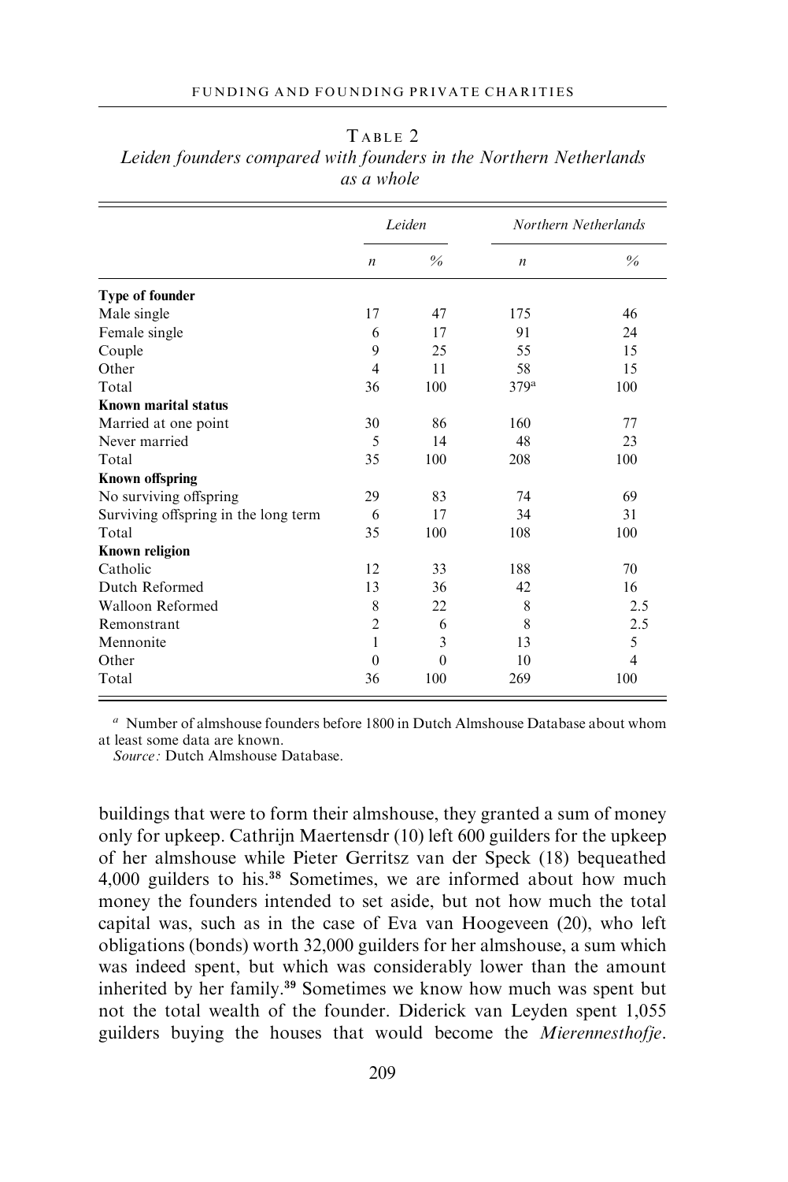TABLE 2

*Leiden founders compared with founders in the Northern Netherlands as a whole*

| | *Leiden* | | *Northern Netherlands* | |
|---|---|---|---|---|
| | *n* | % | *n* | % |
| **Type of founder** | | | | |
| Male single | 17 | 47 | 175 | 46 |
| Female single | 6 | 17 | 91 | 24 |
| Couple | 9 | 25 | 55 | 15 |
| Other | 4 | 11 | 58 | 15 |
| Total | 36 | 100 | 379[a] | 100 |
| **Known marital status** | | | | |
| Married at one point | 30 | 86 | 160 | 77 |
| Never married | 5 | 14 | 48 | 23 |
| Total | 35 | 100 | 208 | 100 |
| **Known offspring** | | | | |
| No surviving offspring | 29 | 83 | 74 | 69 |
| Surviving offspring in the long term | 6 | 17 | 34 | 31 |
| Total | 35 | 100 | 108 | 100 |
| **Known religion** | | | | |
| Catholic | 12 | 33 | 188 | 70 |
| Dutch Reformed | 13 | 36 | 42 | 16 |
| Walloon Reformed | 8 | 22 | 8 | 2.5 |
| Remonstrant | 2 | 6 | 8 | 2.5 |
| Mennonite | 1 | 3 | 13 | 5 |
| Other | 0 | 0 | 10 | 4 |
| Total | 36 | 100 | 269 | 100 |

[a] Number of almshouse founders before 1800 in Dutch Almshouse Database about whom at least some data are known.

*Source:* Dutch Almshouse Database.

buildings that were to form their almshouse, they granted a sum of money only for upkeep. Cathrijn Maertensdr (10) left 600 guilders for the upkeep of her almshouse while Pieter Gerritsz van der Speck (18) bequeathed 4,000 guilders to his.[38] Sometimes, we are informed about how much money the founders intended to set aside, but not how much the total capital was, such as in the case of Eva van Hoogeveen (20), who left obligations (bonds) worth 32,000 guilders for her almshouse, a sum which was indeed spent, but which was considerably lower than the amount inherited by her family.[39] Sometimes we know how much was spent but not the total wealth of the founder. Diderick van Leyden spent 1,055 guilders buying the houses that would become the *Mierennesthofje*.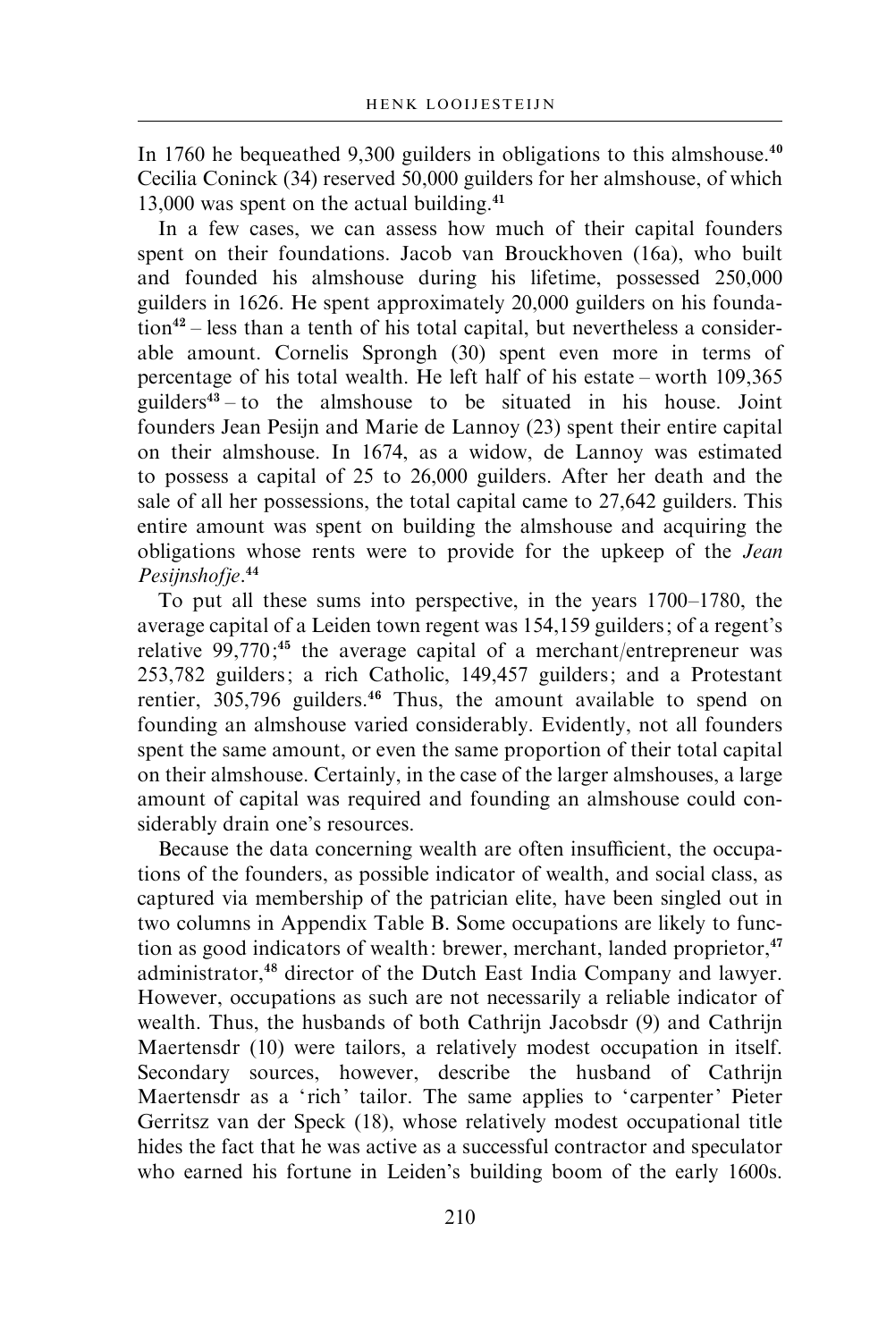In 1760 he bequeathed 9,300 guilders in obligations to this almshouse.[40] Cecilia Coninck (34) reserved 50,000 guilders for her almshouse, of which 13,000 was spent on the actual building.[41]

In a few cases, we can assess how much of their capital founders spent on their foundations. Jacob van Brouckhoven (16a), who built and founded his almshouse during his lifetime, possessed 250,000 guilders in 1626. He spent approximately 20,000 guilders on his foundation[42] – less than a tenth of his total capital, but nevertheless a considerable amount. Cornelis Sprongh (30) spent even more in terms of percentage of his total wealth. He left half of his estate – worth 109,365 guilders[43] – to the almshouse to be situated in his house. Joint founders Jean Pesijn and Marie de Lannoy (23) spent their entire capital on their almshouse. In 1674, as a widow, de Lannoy was estimated to possess a capital of 25 to 26,000 guilders. After her death and the sale of all her possessions, the total capital came to 27,642 guilders. This entire amount was spent on building the almshouse and acquiring the obligations whose rents were to provide for the upkeep of the *Jean Pesijnshofje*.[44]

To put all these sums into perspective, in the years 1700–1780, the average capital of a Leiden town regent was 154,159 guilders; of a regent's relative 99,770;[45] the average capital of a merchant/entrepreneur was 253,782 guilders; a rich Catholic, 149,457 guilders; and a Protestant rentier, 305,796 guilders.[46] Thus, the amount available to spend on founding an almshouse varied considerably. Evidently, not all founders spent the same amount, or even the same proportion of their total capital on their almshouse. Certainly, in the case of the larger almshouses, a large amount of capital was required and founding an almshouse could considerably drain one's resources.

Because the data concerning wealth are often insufficient, the occupations of the founders, as possible indicator of wealth, and social class, as captured via membership of the patrician elite, have been singled out in two columns in Appendix Table B. Some occupations are likely to function as good indicators of wealth: brewer, merchant, landed proprietor,[47] administrator,[48] director of the Dutch East India Company and lawyer. However, occupations as such are not necessarily a reliable indicator of wealth. Thus, the husbands of both Cathrijn Jacobsdr (9) and Cathrijn Maertensdr (10) were tailors, a relatively modest occupation in itself. Secondary sources, however, describe the husband of Cathrijn Maertensdr as a 'rich' tailor. The same applies to 'carpenter' Pieter Gerritsz van der Speck (18), whose relatively modest occupational title hides the fact that he was active as a successful contractor and speculator who earned his fortune in Leiden's building boom of the early 1600s.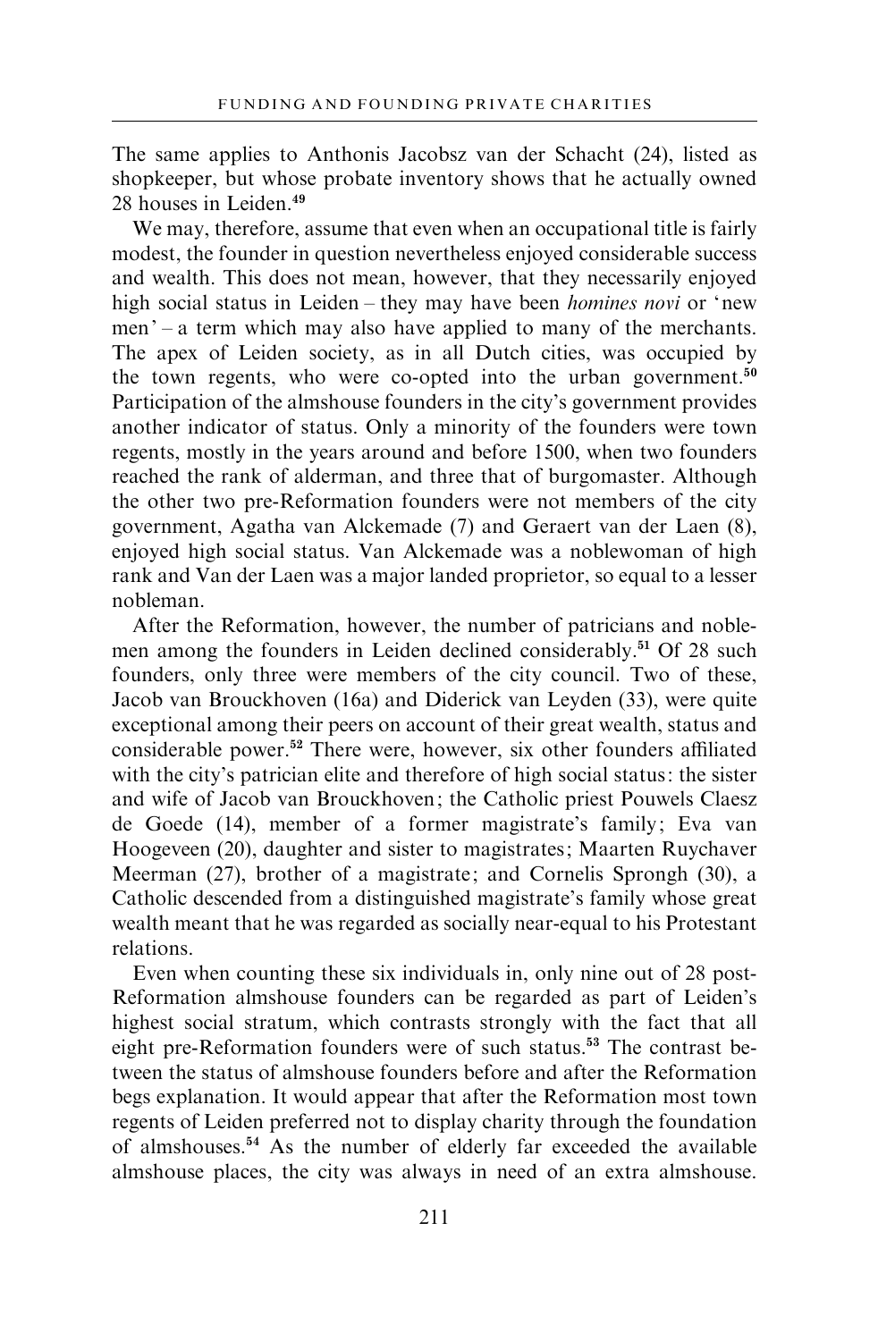The same applies to Anthonis Jacobsz van der Schacht (24), listed as shopkeeper, but whose probate inventory shows that he actually owned 28 houses in Leiden.[49]

We may, therefore, assume that even when an occupational title is fairly modest, the founder in question nevertheless enjoyed considerable success and wealth. This does not mean, however, that they necessarily enjoyed high social status in Leiden – they may have been *homines novi* or 'new men' – a term which may also have applied to many of the merchants. The apex of Leiden society, as in all Dutch cities, was occupied by the town regents, who were co-opted into the urban government.[50] Participation of the almshouse founders in the city's government provides another indicator of status. Only a minority of the founders were town regents, mostly in the years around and before 1500, when two founders reached the rank of alderman, and three that of burgomaster. Although the other two pre-Reformation founders were not members of the city government, Agatha van Alckemade (7) and Geraert van der Laen (8), enjoyed high social status. Van Alckemade was a noblewoman of high rank and Van der Laen was a major landed proprietor, so equal to a lesser nobleman.

After the Reformation, however, the number of patricians and noblemen among the founders in Leiden declined considerably.[51] Of 28 such founders, only three were members of the city council. Two of these, Jacob van Brouckhoven (16a) and Diderick van Leyden (33), were quite exceptional among their peers on account of their great wealth, status and considerable power.[52] There were, however, six other founders affiliated with the city's patrician elite and therefore of high social status: the sister and wife of Jacob van Brouckhoven; the Catholic priest Pouwels Claesz de Goede (14), member of a former magistrate's family; Eva van Hoogeveen (20), daughter and sister to magistrates; Maarten Ruychaver Meerman (27), brother of a magistrate; and Cornelis Sprongh (30), a Catholic descended from a distinguished magistrate's family whose great wealth meant that he was regarded as socially near-equal to his Protestant relations.

Even when counting these six individuals in, only nine out of 28 post-Reformation almshouse founders can be regarded as part of Leiden's highest social stratum, which contrasts strongly with the fact that all eight pre-Reformation founders were of such status.[53] The contrast between the status of almshouse founders before and after the Reformation begs explanation. It would appear that after the Reformation most town regents of Leiden preferred not to display charity through the foundation of almshouses.[54] As the number of elderly far exceeded the available almshouse places, the city was always in need of an extra almshouse.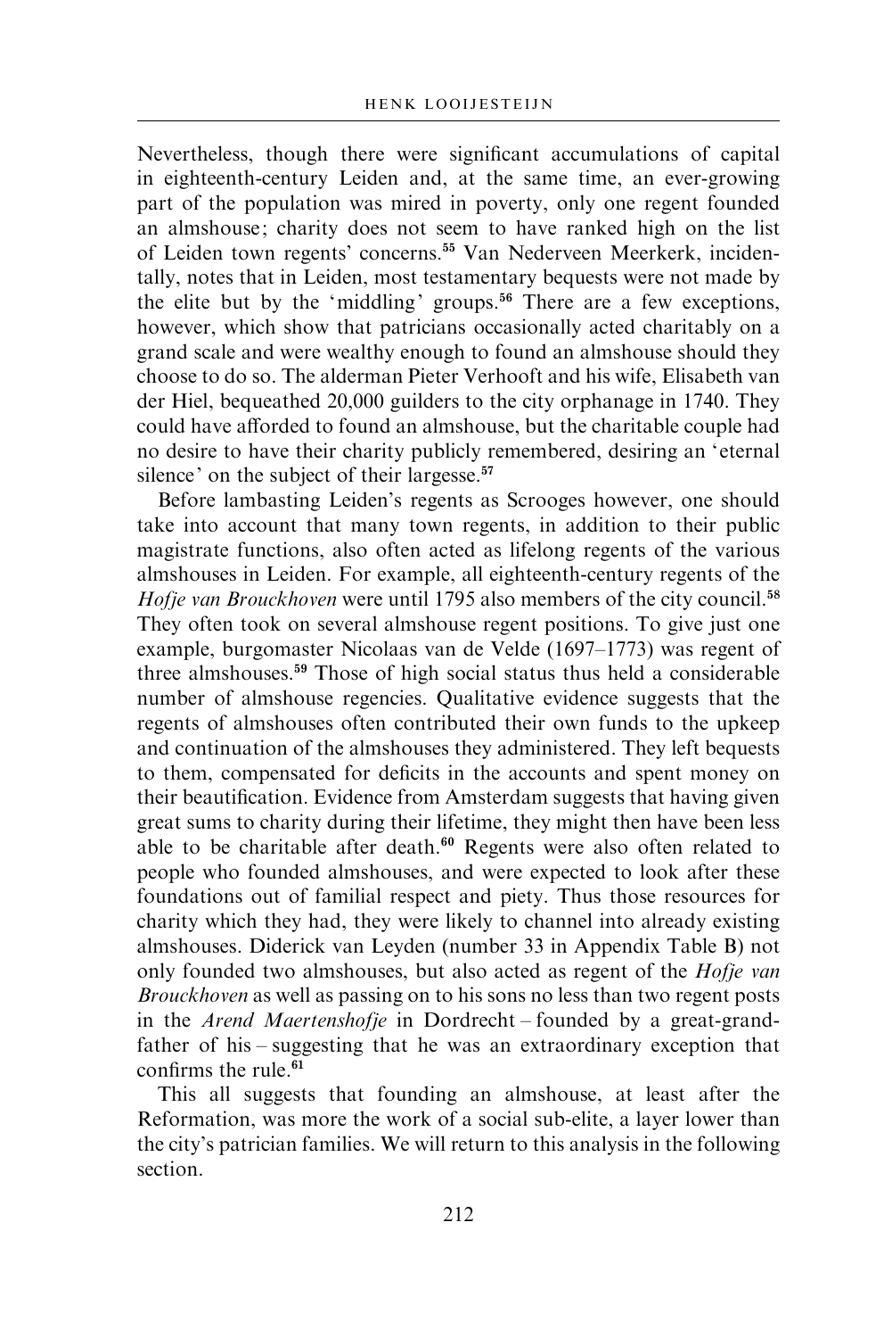Nevertheless, though there were significant accumulations of capital in eighteenth-century Leiden and, at the same time, an ever-growing part of the population was mired in poverty, only one regent founded an almshouse; charity does not seem to have ranked high on the list of Leiden town regents' concerns.[55] Van Nederveen Meerkerk, incidentally, notes that in Leiden, most testamentary bequests were not made by the elite but by the 'middling' groups.[56] There are a few exceptions, however, which show that patricians occasionally acted charitably on a grand scale and were wealthy enough to found an almshouse should they choose to do so. The alderman Pieter Verhooft and his wife, Elisabeth van der Hiel, bequeathed 20,000 guilders to the city orphanage in 1740. They could have afforded to found an almshouse, but the charitable couple had no desire to have their charity publicly remembered, desiring an 'eternal silence' on the subject of their largesse.[57]

Before lambasting Leiden's regents as Scrooges however, one should take into account that many town regents, in addition to their public magistrate functions, also often acted as lifelong regents of the various almshouses in Leiden. For example, all eighteenth-century regents of the *Hofje van Brouckhoven* were until 1795 also members of the city council.[58] They often took on several almshouse regent positions. To give just one example, burgomaster Nicolaas van de Velde (1697–1773) was regent of three almshouses.[59] Those of high social status thus held a considerable number of almshouse regencies. Qualitative evidence suggests that the regents of almshouses often contributed their own funds to the upkeep and continuation of the almshouses they administered. They left bequests to them, compensated for deficits in the accounts and spent money on their beautification. Evidence from Amsterdam suggests that having given great sums to charity during their lifetime, they might then have been less able to be charitable after death.[60] Regents were also often related to people who founded almshouses, and were expected to look after these foundations out of familial respect and piety. Thus those resources for charity which they had, they were likely to channel into already existing almshouses. Diderick van Leyden (number 33 in Appendix Table B) not only founded two almshouses, but also acted as regent of the *Hofje van Brouckhoven* as well as passing on to his sons no less than two regent posts in the *Arend Maertenshofje* in Dordrecht – founded by a great-grandfather of his – suggesting that he was an extraordinary exception that confirms the rule.[61]

This all suggests that founding an almshouse, at least after the Reformation, was more the work of a social sub-elite, a layer lower than the city's patrician families. We will return to this analysis in the following section.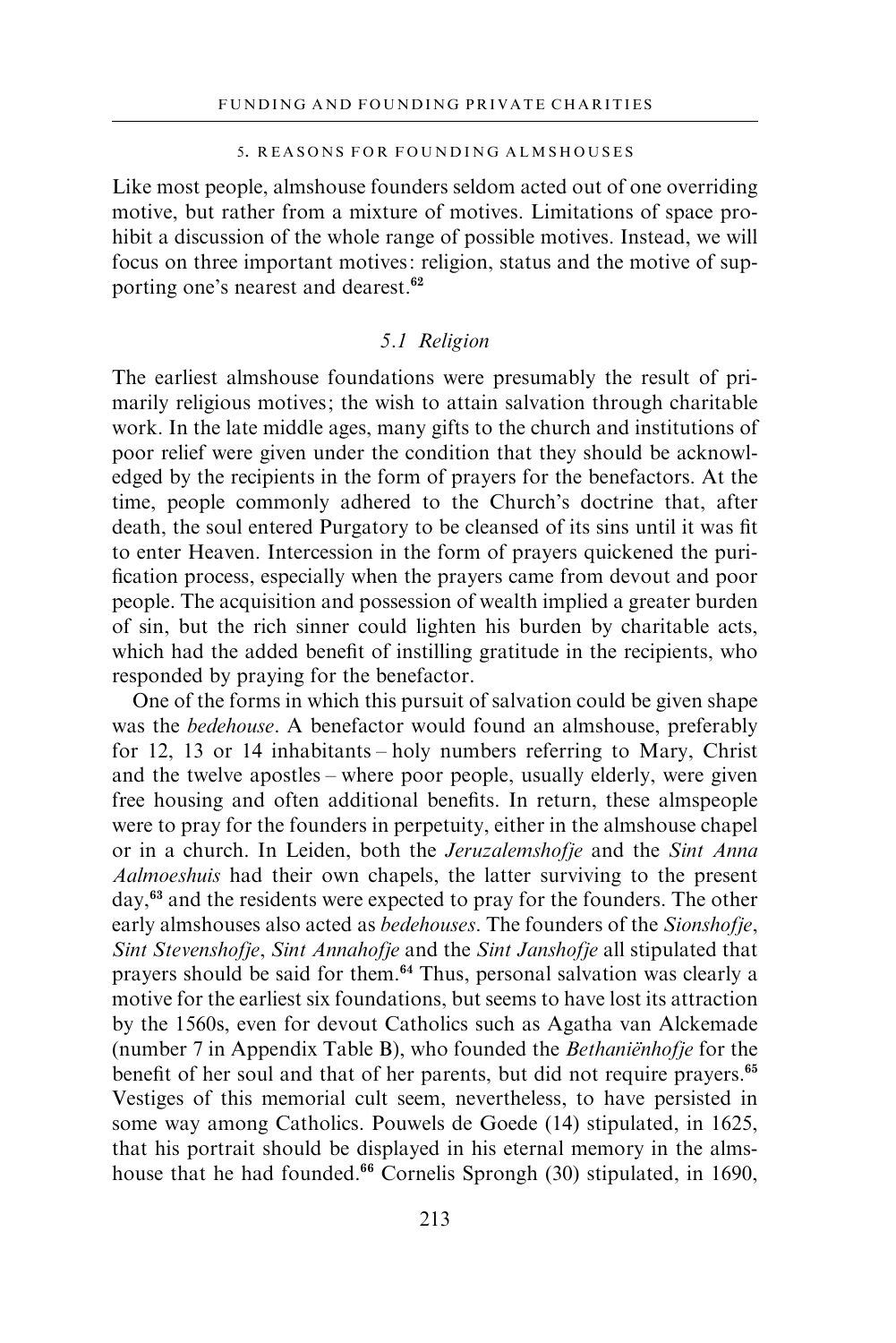## 5. REASONS FOR FOUNDING ALMSHOUSES

Like most people, almshouse founders seldom acted out of one overriding motive, but rather from a mixture of motives. Limitations of space prohibit a discussion of the whole range of possible motives. Instead, we will focus on three important motives: religion, status and the motive of supporting one's nearest and dearest.[62]

### *5.1 Religion*

The earliest almshouse foundations were presumably the result of primarily religious motives; the wish to attain salvation through charitable work. In the late middle ages, many gifts to the church and institutions of poor relief were given under the condition that they should be acknowledged by the recipients in the form of prayers for the benefactors. At the time, people commonly adhered to the Church's doctrine that, after death, the soul entered Purgatory to be cleansed of its sins until it was fit to enter Heaven. Intercession in the form of prayers quickened the purification process, especially when the prayers came from devout and poor people. The acquisition and possession of wealth implied a greater burden of sin, but the rich sinner could lighten his burden by charitable acts, which had the added benefit of instilling gratitude in the recipients, who responded by praying for the benefactor.

One of the forms in which this pursuit of salvation could be given shape was the *bedehouse*. A benefactor would found an almshouse, preferably for 12, 13 or 14 inhabitants – holy numbers referring to Mary, Christ and the twelve apostles – where poor people, usually elderly, were given free housing and often additional benefits. In return, these almspeople were to pray for the founders in perpetuity, either in the almshouse chapel or in a church. In Leiden, both the *Jeruzalemshofje* and the *Sint Anna Aalmoeshuis* had their own chapels, the latter surviving to the present day,[63] and the residents were expected to pray for the founders. The other early almshouses also acted as *bedehouses*. The founders of the *Sionshofje*, *Sint Stevenshofje*, *Sint Annahofje* and the *Sint Janshofje* all stipulated that prayers should be said for them.[64] Thus, personal salvation was clearly a motive for the earliest six foundations, but seems to have lost its attraction by the 1560s, even for devout Catholics such as Agatha van Alckemade (number 7 in Appendix Table B), who founded the *Bethaniënhofje* for the benefit of her soul and that of her parents, but did not require prayers.[65] Vestiges of this memorial cult seem, nevertheless, to have persisted in some way among Catholics. Pouwels de Goede (14) stipulated, in 1625, that his portrait should be displayed in his eternal memory in the almshouse that he had founded.[66] Cornelis Sprongh (30) stipulated, in 1690,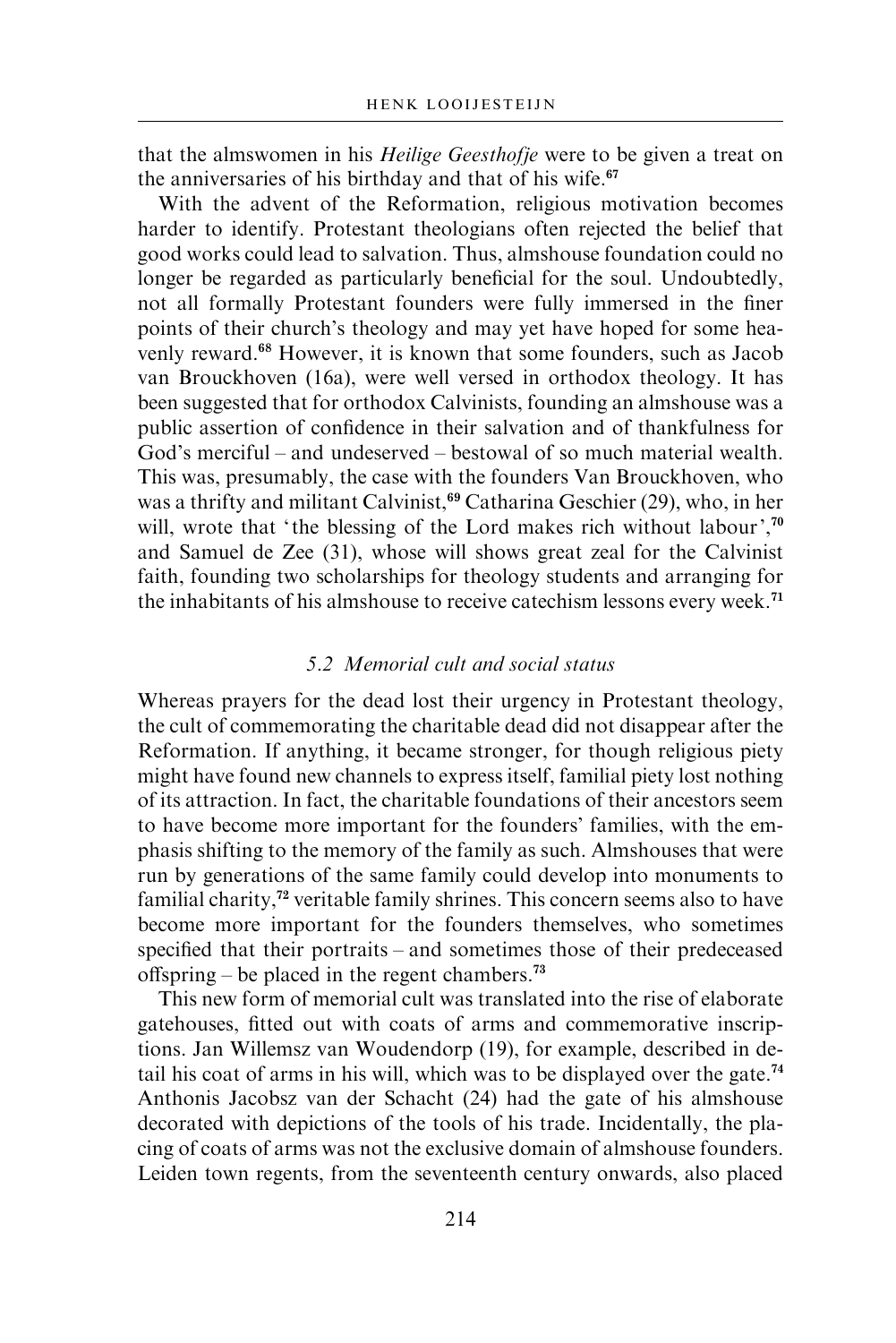that the almswomen in his *Heilige Geesthofje* were to be given a treat on the anniversaries of his birthday and that of his wife.[67]

With the advent of the Reformation, religious motivation becomes harder to identify. Protestant theologians often rejected the belief that good works could lead to salvation. Thus, almshouse foundation could no longer be regarded as particularly beneficial for the soul. Undoubtedly, not all formally Protestant founders were fully immersed in the finer points of their church's theology and may yet have hoped for some heavenly reward.[68] However, it is known that some founders, such as Jacob van Brouckhoven (16a), were well versed in orthodox theology. It has been suggested that for orthodox Calvinists, founding an almshouse was a public assertion of confidence in their salvation and of thankfulness for God's merciful – and undeserved – bestowal of so much material wealth. This was, presumably, the case with the founders Van Brouckhoven, who was a thrifty and militant Calvinist,[69] Catharina Geschier (29), who, in her will, wrote that 'the blessing of the Lord makes rich without labour',[70] and Samuel de Zee (31), whose will shows great zeal for the Calvinist faith, founding two scholarships for theology students and arranging for the inhabitants of his almshouse to receive catechism lessons every week.[71]

### *5.2 Memorial cult and social status*

Whereas prayers for the dead lost their urgency in Protestant theology, the cult of commemorating the charitable dead did not disappear after the Reformation. If anything, it became stronger, for though religious piety might have found new channels to express itself, familial piety lost nothing of its attraction. In fact, the charitable foundations of their ancestors seem to have become more important for the founders' families, with the emphasis shifting to the memory of the family as such. Almshouses that were run by generations of the same family could develop into monuments to familial charity,[72] veritable family shrines. This concern seems also to have become more important for the founders themselves, who sometimes specified that their portraits – and sometimes those of their predeceased offspring – be placed in the regent chambers.[73]

This new form of memorial cult was translated into the rise of elaborate gatehouses, fitted out with coats of arms and commemorative inscriptions. Jan Willemsz van Woudendorp (19), for example, described in detail his coat of arms in his will, which was to be displayed over the gate.[74] Anthonis Jacobsz van der Schacht (24) had the gate of his almshouse decorated with depictions of the tools of his trade. Incidentally, the placing of coats of arms was not the exclusive domain of almshouse founders. Leiden town regents, from the seventeenth century onwards, also placed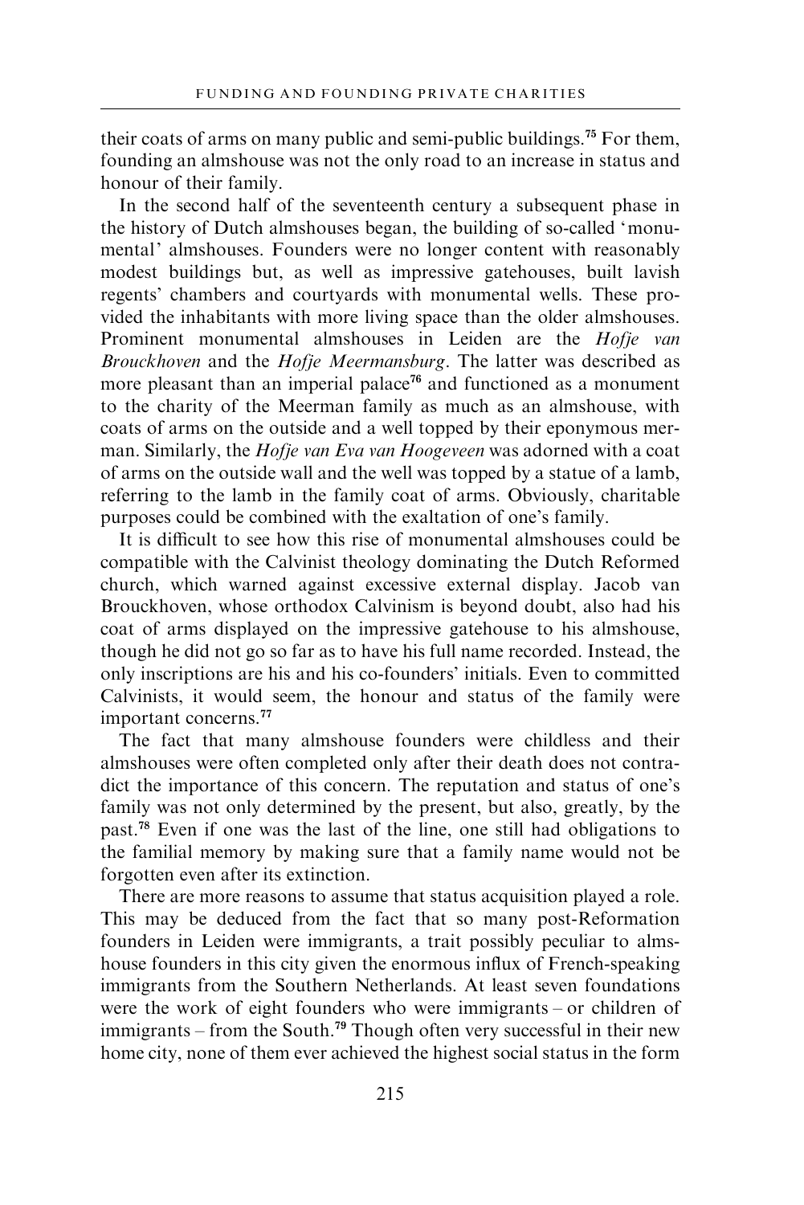their coats of arms on many public and semi-public buildings.[75] For them, founding an almshouse was not the only road to an increase in status and honour of their family.

In the second half of the seventeenth century a subsequent phase in the history of Dutch almshouses began, the building of so-called 'monumental' almshouses. Founders were no longer content with reasonably modest buildings but, as well as impressive gatehouses, built lavish regents' chambers and courtyards with monumental wells. These provided the inhabitants with more living space than the older almshouses. Prominent monumental almshouses in Leiden are the *Hofje van Brouckhoven* and the *Hofje Meermansburg*. The latter was described as more pleasant than an imperial palace[76] and functioned as a monument to the charity of the Meerman family as much as an almshouse, with coats of arms on the outside and a well topped by their eponymous merman. Similarly, the *Hofje van Eva van Hoogeveen* was adorned with a coat of arms on the outside wall and the well was topped by a statue of a lamb, referring to the lamb in the family coat of arms. Obviously, charitable purposes could be combined with the exaltation of one's family.

It is difficult to see how this rise of monumental almshouses could be compatible with the Calvinist theology dominating the Dutch Reformed church, which warned against excessive external display. Jacob van Brouckhoven, whose orthodox Calvinism is beyond doubt, also had his coat of arms displayed on the impressive gatehouse to his almshouse, though he did not go so far as to have his full name recorded. Instead, the only inscriptions are his and his co-founders' initials. Even to committed Calvinists, it would seem, the honour and status of the family were important concerns.[77]

The fact that many almshouse founders were childless and their almshouses were often completed only after their death does not contradict the importance of this concern. The reputation and status of one's family was not only determined by the present, but also, greatly, by the past.[78] Even if one was the last of the line, one still had obligations to the familial memory by making sure that a family name would not be forgotten even after its extinction.

There are more reasons to assume that status acquisition played a role. This may be deduced from the fact that so many post-Reformation founders in Leiden were immigrants, a trait possibly peculiar to almshouse founders in this city given the enormous influx of French-speaking immigrants from the Southern Netherlands. At least seven foundations were the work of eight founders who were immigrants – or children of immigrants – from the South.[79] Though often very successful in their new home city, none of them ever achieved the highest social status in the form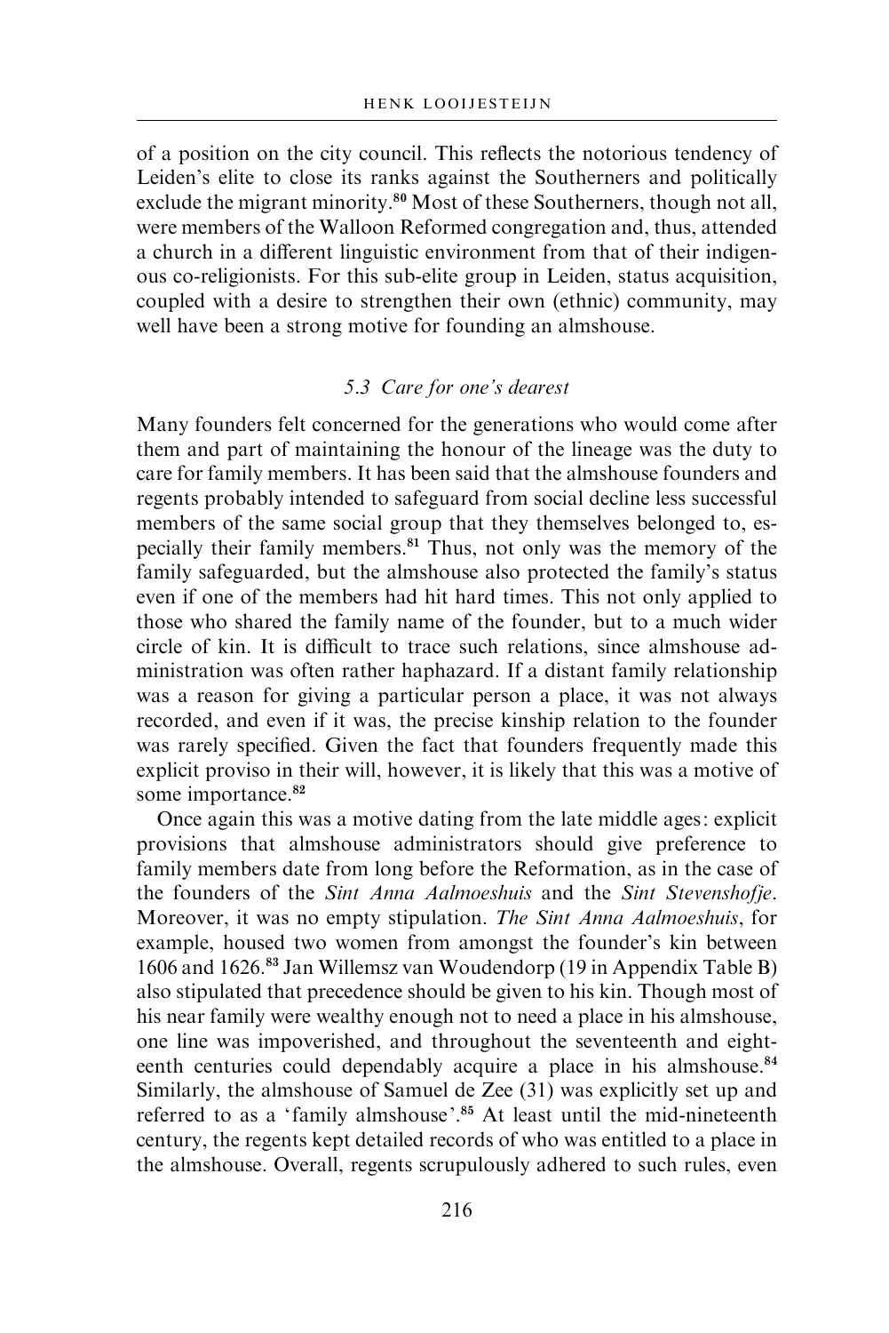of a position on the city council. This reflects the notorious tendency of Leiden's elite to close its ranks against the Southerners and politically exclude the migrant minority.[80] Most of these Southerners, though not all, were members of the Walloon Reformed congregation and, thus, attended a church in a different linguistic environment from that of their indigenous co-religionists. For this sub-elite group in Leiden, status acquisition, coupled with a desire to strengthen their own (ethnic) community, may well have been a strong motive for founding an almshouse.

### *5.3 Care for one's dearest*

Many founders felt concerned for the generations who would come after them and part of maintaining the honour of the lineage was the duty to care for family members. It has been said that the almshouse founders and regents probably intended to safeguard from social decline less successful members of the same social group that they themselves belonged to, especially their family members.[81] Thus, not only was the memory of the family safeguarded, but the almshouse also protected the family's status even if one of the members had hit hard times. This not only applied to those who shared the family name of the founder, but to a much wider circle of kin. It is difficult to trace such relations, since almshouse administration was often rather haphazard. If a distant family relationship was a reason for giving a particular person a place, it was not always recorded, and even if it was, the precise kinship relation to the founder was rarely specified. Given the fact that founders frequently made this explicit proviso in their will, however, it is likely that this was a motive of some importance.[82]

Once again this was a motive dating from the late middle ages: explicit provisions that almshouse administrators should give preference to family members date from long before the Reformation, as in the case of the founders of the *Sint Anna Aalmoeshuis* and the *Sint Stevenshofje*. Moreover, it was no empty stipulation. *The Sint Anna Aalmoeshuis*, for example, housed two women from amongst the founder's kin between 1606 and 1626.[83] Jan Willemsz van Woudendorp (19 in Appendix Table B) also stipulated that precedence should be given to his kin. Though most of his near family were wealthy enough not to need a place in his almshouse, one line was impoverished, and throughout the seventeenth and eighteenth centuries could dependably acquire a place in his almshouse.[84] Similarly, the almshouse of Samuel de Zee (31) was explicitly set up and referred to as a 'family almshouse'.[85] At least until the mid-nineteenth century, the regents kept detailed records of who was entitled to a place in the almshouse. Overall, regents scrupulously adhered to such rules, even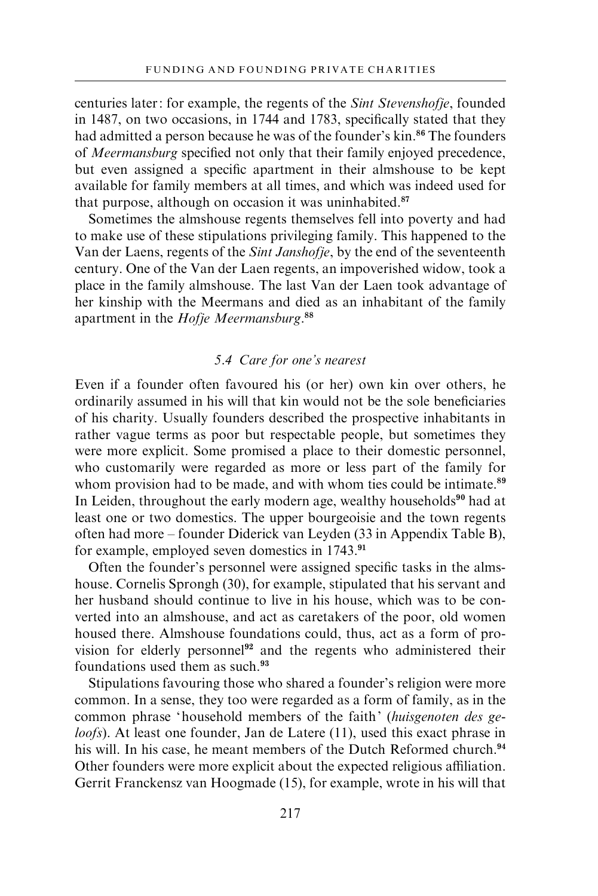centuries later: for example, the regents of the *Sint Stevenshofje*, founded in 1487, on two occasions, in 1744 and 1783, specifically stated that they had admitted a person because he was of the founder's kin.[86] The founders of *Meermansburg* specified not only that their family enjoyed precedence, but even assigned a specific apartment in their almshouse to be kept available for family members at all times, and which was indeed used for that purpose, although on occasion it was uninhabited.[87]

Sometimes the almshouse regents themselves fell into poverty and had to make use of these stipulations privileging family. This happened to the Van der Laens, regents of the *Sint Janshofje*, by the end of the seventeenth century. One of the Van der Laen regents, an impoverished widow, took a place in the family almshouse. The last Van der Laen took advantage of her kinship with the Meermans and died as an inhabitant of the family apartment in the *Hofje Meermansburg*.[88]

### *5.4 Care for one's nearest*

Even if a founder often favoured his (or her) own kin over others, he ordinarily assumed in his will that kin would not be the sole beneficiaries of his charity. Usually founders described the prospective inhabitants in rather vague terms as poor but respectable people, but sometimes they were more explicit. Some promised a place to their domestic personnel, who customarily were regarded as more or less part of the family for whom provision had to be made, and with whom ties could be intimate.[89] In Leiden, throughout the early modern age, wealthy households[90] had at least one or two domestics. The upper bourgeoisie and the town regents often had more – founder Diderick van Leyden (33 in Appendix Table B), for example, employed seven domestics in 1743.[91]

Often the founder's personnel were assigned specific tasks in the almshouse. Cornelis Sprongh (30), for example, stipulated that his servant and her husband should continue to live in his house, which was to be converted into an almshouse, and act as caretakers of the poor, old women housed there. Almshouse foundations could, thus, act as a form of provision for elderly personnel[92] and the regents who administered their foundations used them as such.[93]

Stipulations favouring those who shared a founder's religion were more common. In a sense, they too were regarded as a form of family, as in the common phrase 'household members of the faith' (*huisgenoten des geloofs*). At least one founder, Jan de Latere (11), used this exact phrase in his will. In his case, he meant members of the Dutch Reformed church.[94] Other founders were more explicit about the expected religious affiliation. Gerrit Franckensz van Hoogmade (15), for example, wrote in his will that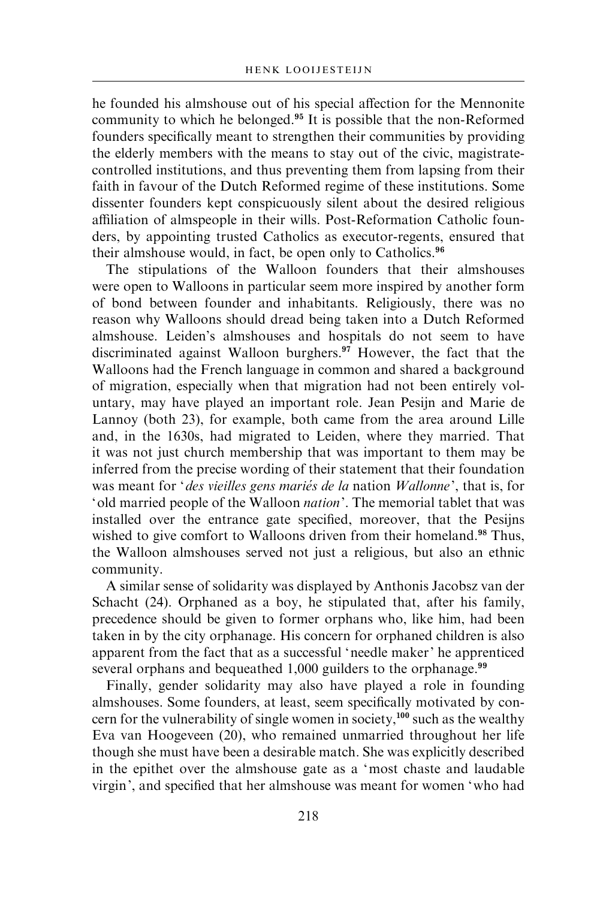he founded his almshouse out of his special affection for the Mennonite community to which he belonged.[95] It is possible that the non-Reformed founders specifically meant to strengthen their communities by providing the elderly members with the means to stay out of the civic, magistrate-controlled institutions, and thus preventing them from lapsing from their faith in favour of the Dutch Reformed regime of these institutions. Some dissenter founders kept conspicuously silent about the desired religious affiliation of almspeople in their wills. Post-Reformation Catholic founders, by appointing trusted Catholics as executor-regents, ensured that their almshouse would, in fact, be open only to Catholics.[96]

The stipulations of the Walloon founders that their almshouses were open to Walloons in particular seem more inspired by another form of bond between founder and inhabitants. Religiously, there was no reason why Walloons should dread being taken into a Dutch Reformed almshouse. Leiden's almshouses and hospitals do not seem to have discriminated against Walloon burghers.[97] However, the fact that the Walloons had the French language in common and shared a background of migration, especially when that migration had not been entirely voluntary, may have played an important role. Jean Pesijn and Marie de Lannoy (both 23), for example, both came from the area around Lille and, in the 1630s, had migrated to Leiden, where they married. That it was not just church membership that was important to them may be inferred from the precise wording of their statement that their foundation was meant for '*des vieilles gens mariés de la* nation *Wallonne*', that is, for 'old married people of the Walloon *nation*'. The memorial tablet that was installed over the entrance gate specified, moreover, that the Pesijns wished to give comfort to Walloons driven from their homeland.[98] Thus, the Walloon almshouses served not just a religious, but also an ethnic community.

A similar sense of solidarity was displayed by Anthonis Jacobsz van der Schacht (24). Orphaned as a boy, he stipulated that, after his family, precedence should be given to former orphans who, like him, had been taken in by the city orphanage. His concern for orphaned children is also apparent from the fact that as a successful 'needle maker' he apprenticed several orphans and bequeathed 1,000 guilders to the orphanage.[99]

Finally, gender solidarity may also have played a role in founding almshouses. Some founders, at least, seem specifically motivated by concern for the vulnerability of single women in society,[100] such as the wealthy Eva van Hoogeveen (20), who remained unmarried throughout her life though she must have been a desirable match. She was explicitly described in the epithet over the almshouse gate as a 'most chaste and laudable virgin', and specified that her almshouse was meant for women 'who had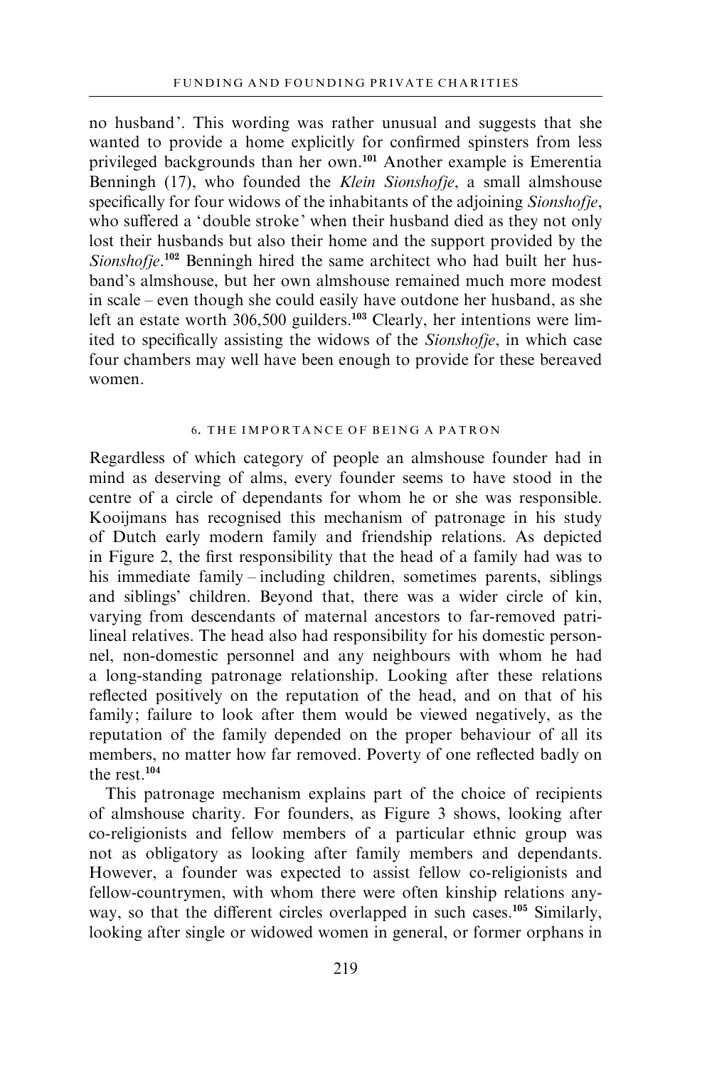no husband'. This wording was rather unusual and suggests that she wanted to provide a home explicitly for confirmed spinsters from less privileged backgrounds than her own.[101] Another example is Emerentia Benningh (17), who founded the *Klein Sionshofje*, a small almshouse specifically for four widows of the inhabitants of the adjoining *Sionshofje*, who suffered a 'double stroke' when their husband died as they not only lost their husbands but also their home and the support provided by the *Sionshofje*.[102] Benningh hired the same architect who had built her husband's almshouse, but her own almshouse remained much more modest in scale – even though she could easily have outdone her husband, as she left an estate worth 306,500 guilders.[103] Clearly, her intentions were limited to specifically assisting the widows of the *Sionshofje*, in which case four chambers may well have been enough to provide for these bereaved women.

## 6. THE IMPORTANCE OF BEING A PATRON

Regardless of which category of people an almshouse founder had in mind as deserving of alms, every founder seems to have stood in the centre of a circle of dependants for whom he or she was responsible. Kooijmans has recognised this mechanism of patronage in his study of Dutch early modern family and friendship relations. As depicted in Figure 2, the first responsibility that the head of a family had was to his immediate family – including children, sometimes parents, siblings and siblings' children. Beyond that, there was a wider circle of kin, varying from descendants of maternal ancestors to far-removed patrilineal relatives. The head also had responsibility for his domestic personnel, non-domestic personnel and any neighbours with whom he had a long-standing patronage relationship. Looking after these relations reflected positively on the reputation of the head, and on that of his family; failure to look after them would be viewed negatively, as the reputation of the family depended on the proper behaviour of all its members, no matter how far removed. Poverty of one reflected badly on the rest.[104]

This patronage mechanism explains part of the choice of recipients of almshouse charity. For founders, as Figure 3 shows, looking after co-religionists and fellow members of a particular ethnic group was not as obligatory as looking after family members and dependants. However, a founder was expected to assist fellow co-religionists and fellow-countrymen, with whom there were often kinship relations anyway, so that the different circles overlapped in such cases.[105] Similarly, looking after single or widowed women in general, or former orphans in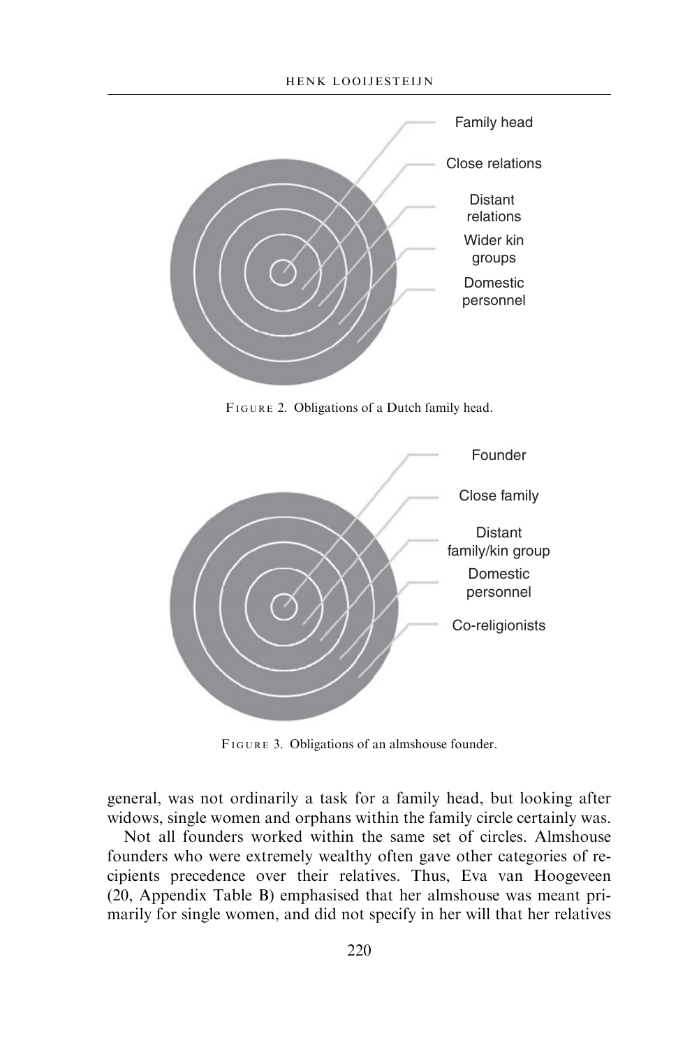Family head

Close relations

Distant relations

Wider kin groups

Domestic personnel

FIGURE 2. Obligations of a Dutch family head.

Founder

Close family

Distant family/kin group

Domestic personnel

Co-religionists

FIGURE 3. Obligations of an almshouse founder.

general, was not ordinarily a task for a family head, but looking after widows, single women and orphans within the family circle certainly was.

Not all founders worked within the same set of circles. Almshouse founders who were extremely wealthy often gave other categories of recipients precedence over their relatives. Thus, Eva van Hoogeveen (20, Appendix Table B) emphasised that her almshouse was meant primarily for single women, and did not specify in her will that her relatives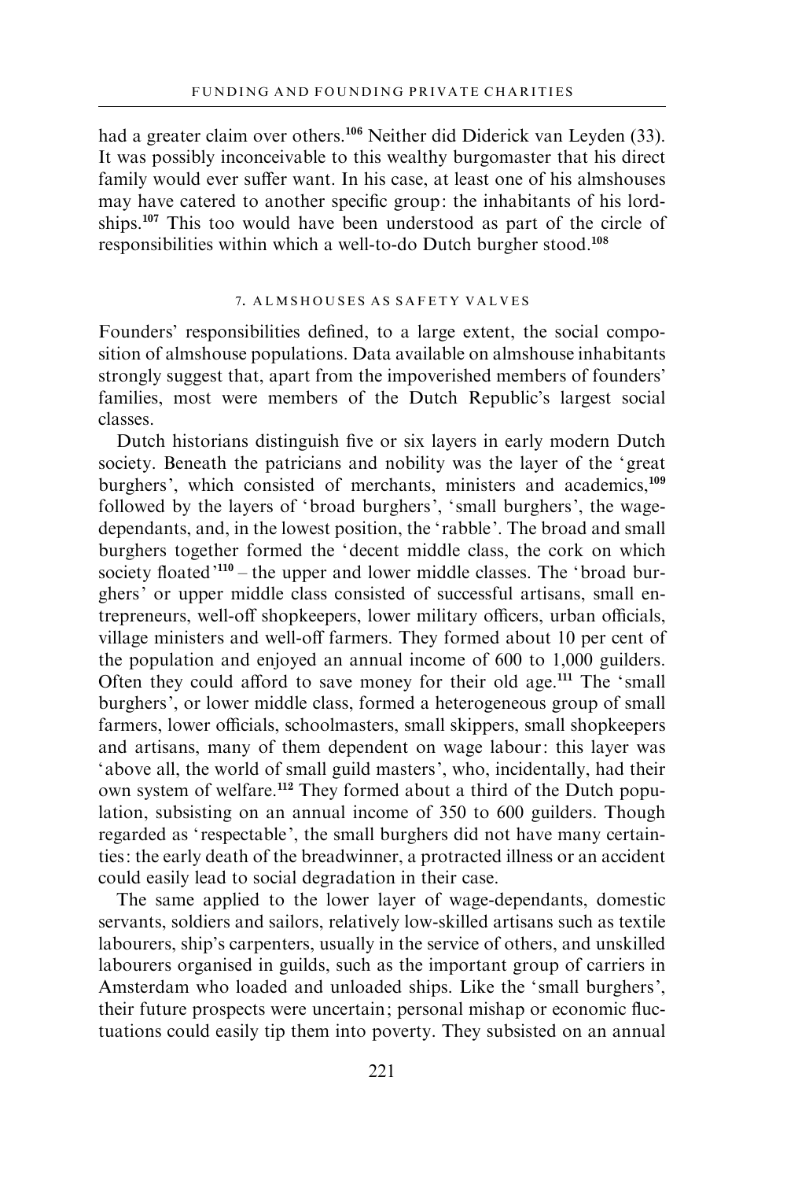had a greater claim over others.[106] Neither did Diderick van Leyden (33). It was possibly inconceivable to this wealthy burgomaster that his direct family would ever suffer want. In his case, at least one of his almshouses may have catered to another specific group: the inhabitants of his lordships.[107] This too would have been understood as part of the circle of responsibilities within which a well-to-do Dutch burgher stood.[108]

## 7. ALMSHOUSES AS SAFETY VALVES

Founders' responsibilities defined, to a large extent, the social composition of almshouse populations. Data available on almshouse inhabitants strongly suggest that, apart from the impoverished members of founders' families, most were members of the Dutch Republic's largest social classes.

Dutch historians distinguish five or six layers in early modern Dutch society. Beneath the patricians and nobility was the layer of the 'great burghers', which consisted of merchants, ministers and academics,[109] followed by the layers of 'broad burghers', 'small burghers', the wage-dependants, and, in the lowest position, the 'rabble'. The broad and small burghers together formed the 'decent middle class, the cork on which society floated'[110] – the upper and lower middle classes. The 'broad burghers' or upper middle class consisted of successful artisans, small entrepreneurs, well-off shopkeepers, lower military officers, urban officials, village ministers and well-off farmers. They formed about 10 per cent of the population and enjoyed an annual income of 600 to 1,000 guilders. Often they could afford to save money for their old age.[111] The 'small burghers', or lower middle class, formed a heterogeneous group of small farmers, lower officials, schoolmasters, small skippers, small shopkeepers and artisans, many of them dependent on wage labour: this layer was 'above all, the world of small guild masters', who, incidentally, had their own system of welfare.[112] They formed about a third of the Dutch population, subsisting on an annual income of 350 to 600 guilders. Though regarded as 'respectable', the small burghers did not have many certainties: the early death of the breadwinner, a protracted illness or an accident could easily lead to social degradation in their case.

The same applied to the lower layer of wage-dependants, domestic servants, soldiers and sailors, relatively low-skilled artisans such as textile labourers, ship's carpenters, usually in the service of others, and unskilled labourers organised in guilds, such as the important group of carriers in Amsterdam who loaded and unloaded ships. Like the 'small burghers', their future prospects were uncertain; personal mishap or economic fluctuations could easily tip them into poverty. They subsisted on an annual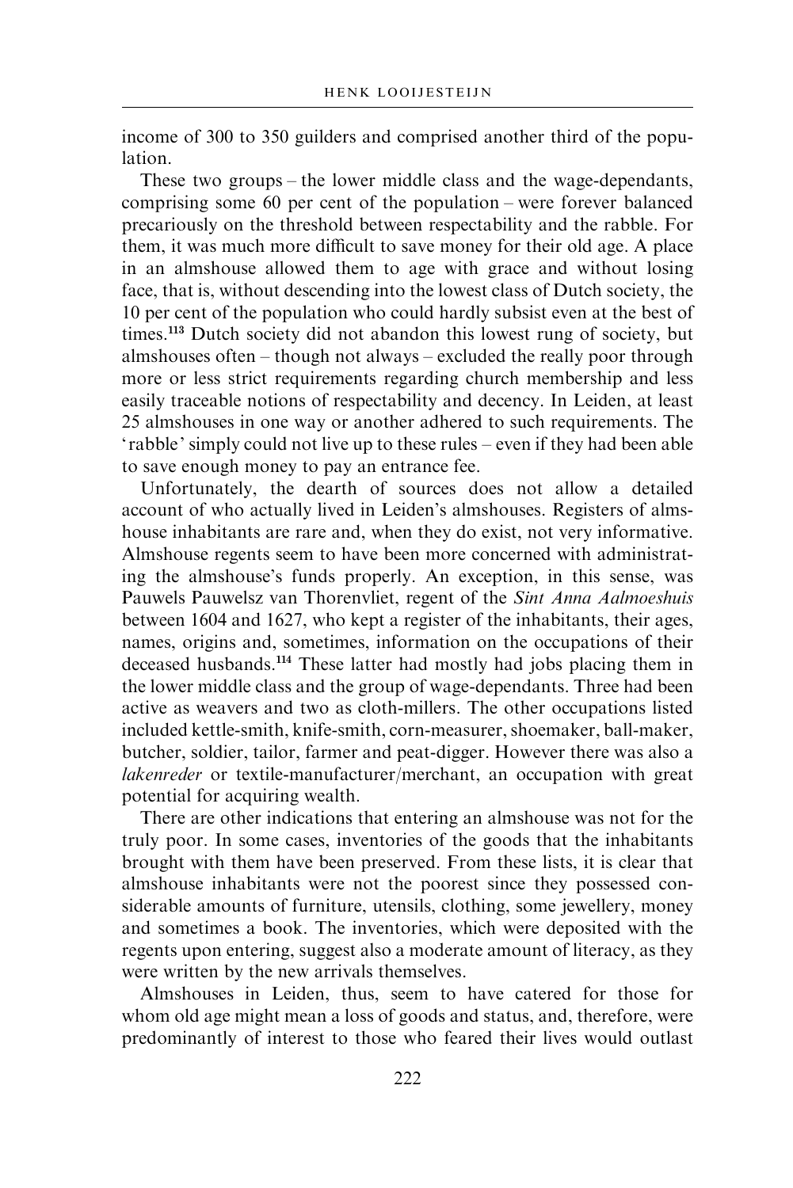income of 300 to 350 guilders and comprised another third of the population.

These two groups – the lower middle class and the wage-dependants, comprising some 60 per cent of the population – were forever balanced precariously on the threshold between respectability and the rabble. For them, it was much more difficult to save money for their old age. A place in an almshouse allowed them to age with grace and without losing face, that is, without descending into the lowest class of Dutch society, the 10 per cent of the population who could hardly subsist even at the best of times.[113] Dutch society did not abandon this lowest rung of society, but almshouses often – though not always – excluded the really poor through more or less strict requirements regarding church membership and less easily traceable notions of respectability and decency. In Leiden, at least 25 almshouses in one way or another adhered to such requirements. The 'rabble' simply could not live up to these rules – even if they had been able to save enough money to pay an entrance fee.

Unfortunately, the dearth of sources does not allow a detailed account of who actually lived in Leiden's almshouses. Registers of almshouse inhabitants are rare and, when they do exist, not very informative. Almshouse regents seem to have been more concerned with administrating the almshouse's funds properly. An exception, in this sense, was Pauwels Pauwelsz van Thorenvliet, regent of the *Sint Anna Aalmoeshuis* between 1604 and 1627, who kept a register of the inhabitants, their ages, names, origins and, sometimes, information on the occupations of their deceased husbands.[114] These latter had mostly had jobs placing them in the lower middle class and the group of wage-dependants. Three had been active as weavers and two as cloth-millers. The other occupations listed included kettle-smith, knife-smith, corn-measurer, shoemaker, ball-maker, butcher, soldier, tailor, farmer and peat-digger. However there was also a *lakenreder* or textile-manufacturer/merchant, an occupation with great potential for acquiring wealth.

There are other indications that entering an almshouse was not for the truly poor. In some cases, inventories of the goods that the inhabitants brought with them have been preserved. From these lists, it is clear that almshouse inhabitants were not the poorest since they possessed considerable amounts of furniture, utensils, clothing, some jewellery, money and sometimes a book. The inventories, which were deposited with the regents upon entering, suggest also a moderate amount of literacy, as they were written by the new arrivals themselves.

Almshouses in Leiden, thus, seem to have catered for those for whom old age might mean a loss of goods and status, and, therefore, were predominantly of interest to those who feared their lives would outlast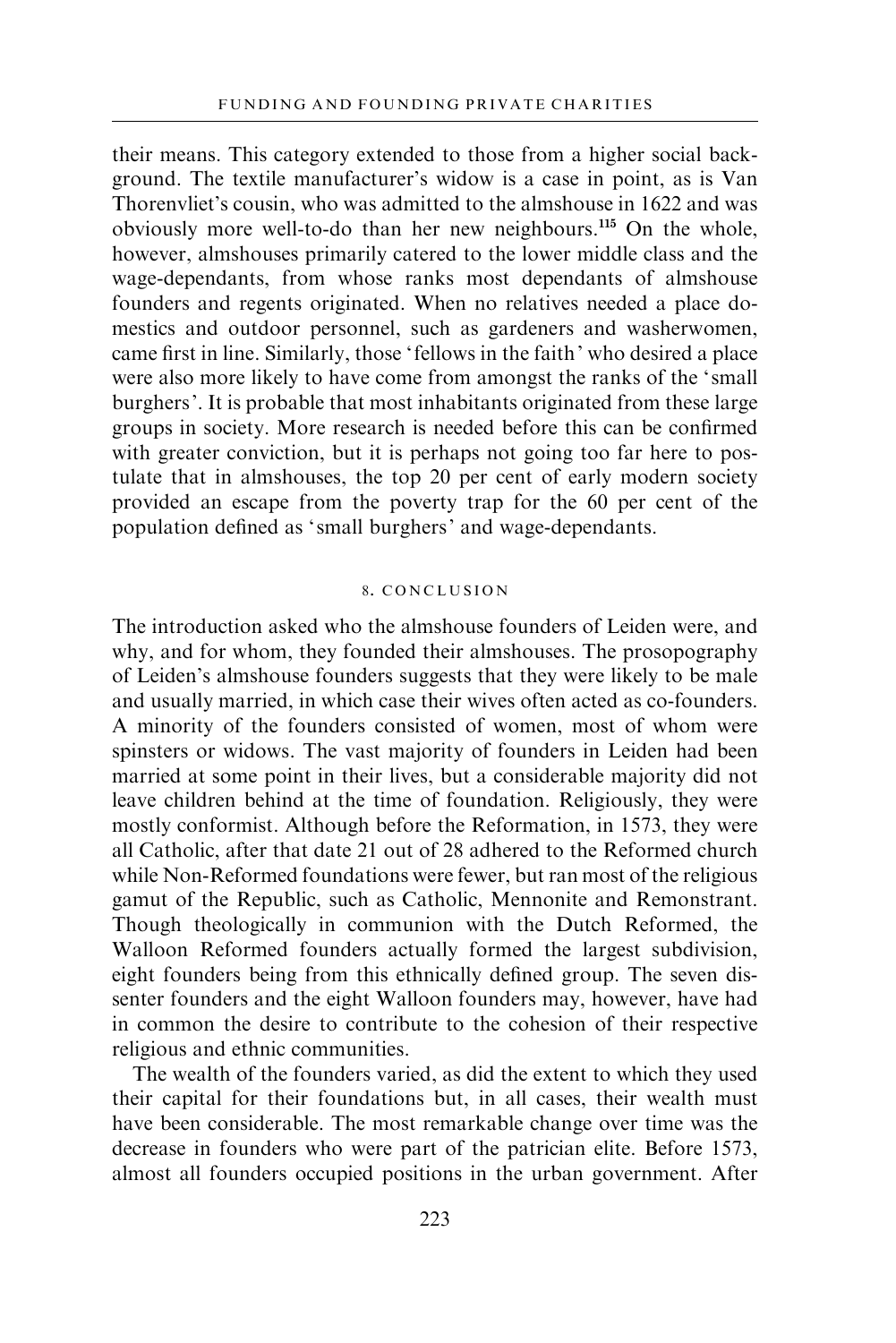their means. This category extended to those from a higher social background. The textile manufacturer's widow is a case in point, as is Van Thorenvliet's cousin, who was admitted to the almshouse in 1622 and was obviously more well-to-do than her new neighbours.[115] On the whole, however, almshouses primarily catered to the lower middle class and the wage-dependants, from whose ranks most dependants of almshouse founders and regents originated. When no relatives needed a place domestics and outdoor personnel, such as gardeners and washerwomen, came first in line. Similarly, those 'fellows in the faith' who desired a place were also more likely to have come from amongst the ranks of the 'small burghers'. It is probable that most inhabitants originated from these large groups in society. More research is needed before this can be confirmed with greater conviction, but it is perhaps not going too far here to postulate that in almshouses, the top 20 per cent of early modern society provided an escape from the poverty trap for the 60 per cent of the population defined as 'small burghers' and wage-dependants.

## 8. CONCLUSION

The introduction asked who the almshouse founders of Leiden were, and why, and for whom, they founded their almshouses. The prosopography of Leiden's almshouse founders suggests that they were likely to be male and usually married, in which case their wives often acted as co-founders. A minority of the founders consisted of women, most of whom were spinsters or widows. The vast majority of founders in Leiden had been married at some point in their lives, but a considerable majority did not leave children behind at the time of foundation. Religiously, they were mostly conformist. Although before the Reformation, in 1573, they were all Catholic, after that date 21 out of 28 adhered to the Reformed church while Non-Reformed foundations were fewer, but ran most of the religious gamut of the Republic, such as Catholic, Mennonite and Remonstrant. Though theologically in communion with the Dutch Reformed, the Walloon Reformed founders actually formed the largest subdivision, eight founders being from this ethnically defined group. The seven dissenter founders and the eight Walloon founders may, however, have had in common the desire to contribute to the cohesion of their respective religious and ethnic communities.

The wealth of the founders varied, as did the extent to which they used their capital for their foundations but, in all cases, their wealth must have been considerable. The most remarkable change over time was the decrease in founders who were part of the patrician elite. Before 1573, almost all founders occupied positions in the urban government. After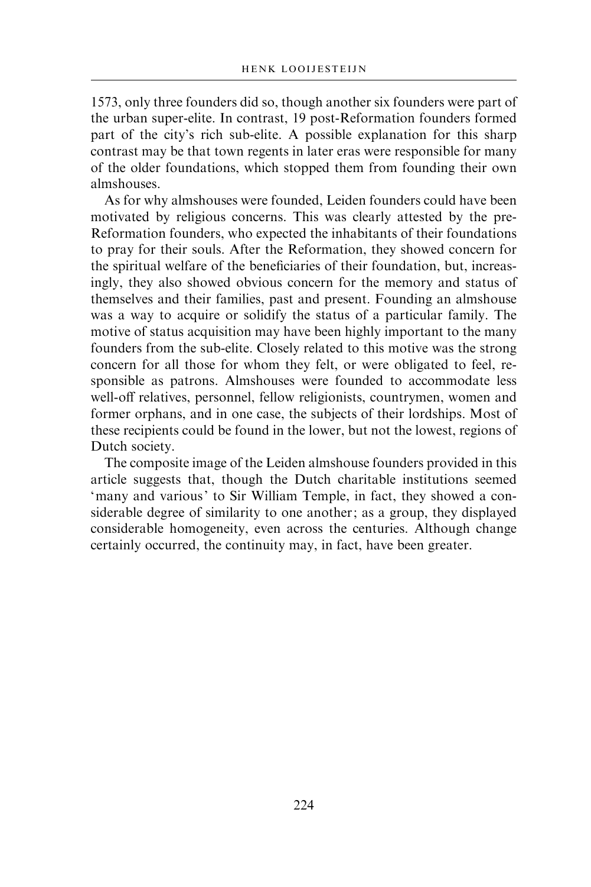1573, only three founders did so, though another six founders were part of the urban super-elite. In contrast, 19 post-Reformation founders formed part of the city's rich sub-elite. A possible explanation for this sharp contrast may be that town regents in later eras were responsible for many of the older foundations, which stopped them from founding their own almshouses.

As for why almshouses were founded, Leiden founders could have been motivated by religious concerns. This was clearly attested by the pre-Reformation founders, who expected the inhabitants of their foundations to pray for their souls. After the Reformation, they showed concern for the spiritual welfare of the beneficiaries of their foundation, but, increasingly, they also showed obvious concern for the memory and status of themselves and their families, past and present. Founding an almshouse was a way to acquire or solidify the status of a particular family. The motive of status acquisition may have been highly important to the many founders from the sub-elite. Closely related to this motive was the strong concern for all those for whom they felt, or were obligated to feel, responsible as patrons. Almshouses were founded to accommodate less well-off relatives, personnel, fellow religionists, countrymen, women and former orphans, and in one case, the subjects of their lordships. Most of these recipients could be found in the lower, but not the lowest, regions of Dutch society.

The composite image of the Leiden almshouse founders provided in this article suggests that, though the Dutch charitable institutions seemed 'many and various' to Sir William Temple, in fact, they showed a considerable degree of similarity to one another; as a group, they displayed considerable homogeneity, even across the centuries. Although change certainly occurred, the continuity may, in fact, have been greater.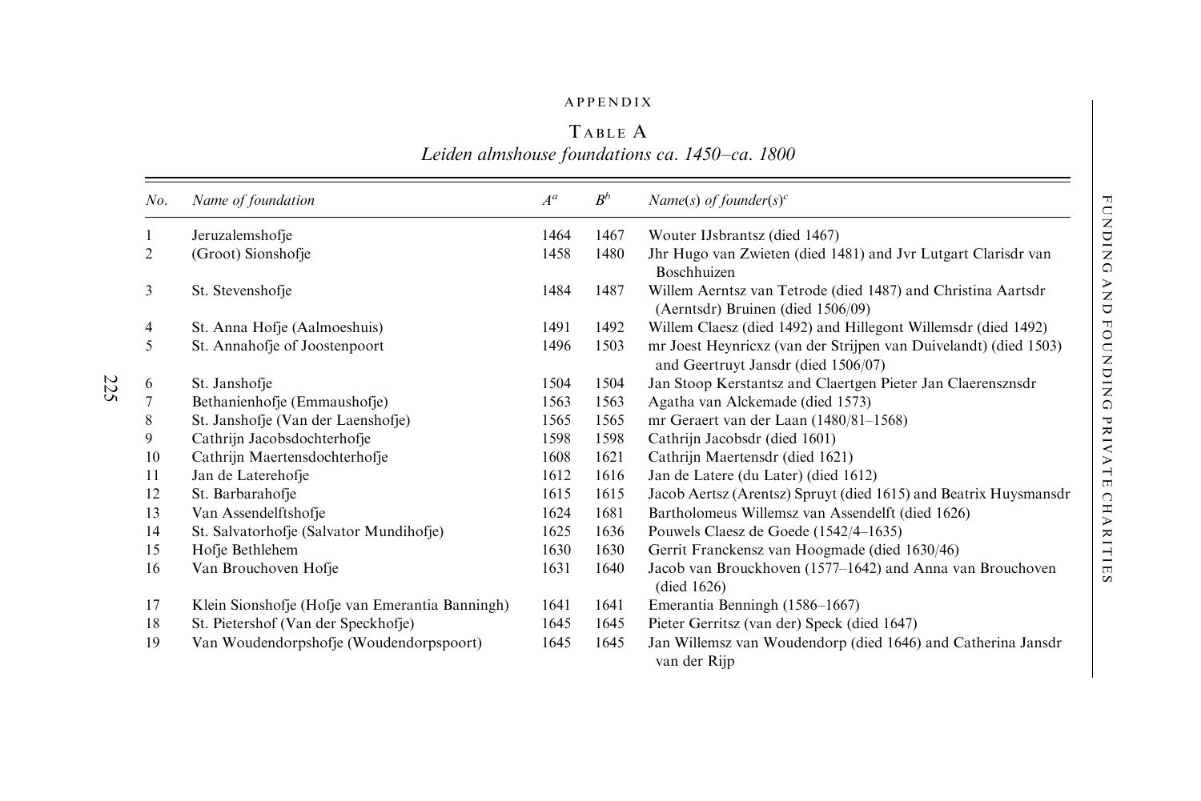APPENDIX

Table A

*Leiden almshouse foundations ca. 1450–ca. 1800*

| *No.* | *Name of foundation* | *A*[a] | *B*[b] | *Name(s) of founder(s)*[c] |
|---|---|---|---|---|
| 1 | Jeruzalemshofje | 1464 | 1467 | Wouter IJsbrantsz (died 1467) |
| 2 | (Groot) Sionshofje | 1458 | 1480 | Jhr Hugo van Zwieten (died 1481) and Jvr Lutgart Clarisdr van Boschhuizen |
| 3 | St. Stevenshofje | 1484 | 1487 | Willem Aerntsz van Tetrode (died 1487) and Christina Aartsdr (Aerntsdr) Bruinen (died 1506/09) |
| 4 | St. Anna Hofje (Aalmoeshuis) | 1491 | 1492 | Willem Claesz (died 1492) and Hillegont Willemsdr (died 1492) |
| 5 | St. Annahofje of Joostenpoort | 1496 | 1503 | mr Joest Heynricxz (van der Strijpen van Duivelandt) (died 1503) and Geertruyt Jansdr (died 1506/07) |
| 6 | St. Janshofje | 1504 | 1504 | Jan Stoop Kerstantsz and Claertgen Pieter Jan Claerensznsdr |
| 7 | Bethanienhofje (Emmaushofje) | 1563 | 1563 | Agatha van Alckemade (died 1573) |
| 8 | St. Janshofje (Van der Laenshofje) | 1565 | 1565 | mr Geraert van der Laan (1480/81–1568) |
| 9 | Cathrijn Jacobsdochterhofje | 1598 | 1598 | Cathrijn Jacobsdr (died 1601) |
| 10 | Cathrijn Maertensdochterhofje | 1608 | 1621 | Cathrijn Maertensdr (died 1621) |
| 11 | Jan de Laterehofje | 1612 | 1616 | Jan de Latere (du Later) (died 1612) |
| 12 | St. Barbarahofje | 1615 | 1615 | Jacob Aertsz (Arentsz) Spruyt (died 1615) and Beatrix Huysmansdr |
| 13 | Van Assendelftshofje | 1624 | 1681 | Bartholomeus Willemsz van Assendelft (died 1626) |
| 14 | St. Salvatorhofje (Salvator Mundihofje) | 1625 | 1636 | Pouwels Claesz de Goede (1542/4–1635) |
| 15 | Hofje Bethlehem | 1630 | 1630 | Gerrit Franckensz van Hoogmade (died 1630/46) |
| 16 | Van Brouchoven Hofje | 1631 | 1640 | Jacob van Brouckhoven (1577–1642) and Anna van Brouchoven (died 1626) |
| 17 | Klein Sionshofje (Hofje van Emerantia Banningh) | 1641 | 1641 | Emerantia Benningh (1586–1667) |
| 18 | St. Pietershof (Van der Speckhofje) | 1645 | 1645 | Pieter Gerritsz (van der) Speck (died 1647) |
| 19 | Van Woudendorpshofje (Woudendorpspoort) | 1645 | 1645 | Jan Willemsz van Woudendorp (died 1646) and Catherina Jansdr van der Rijp |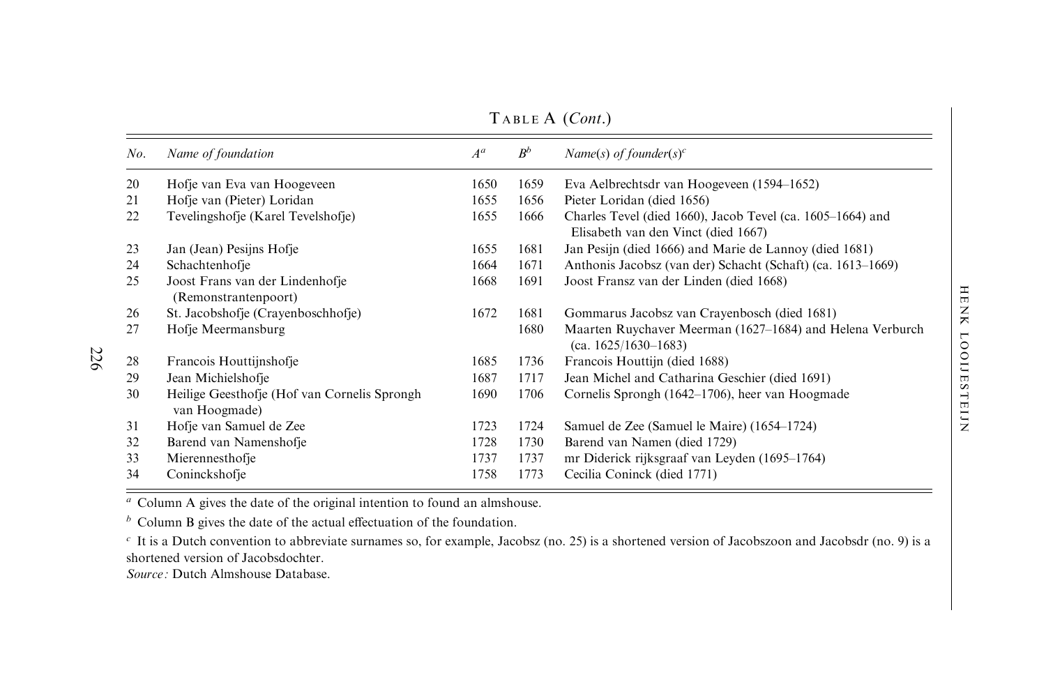Table A (*Cont.*)

| *No.* | *Name of foundation* | *A*[a] | *B*[b] | *Name(s) of founder(s)*[c] |
|---|---|---|---|---|
| 20 | Hofje van Eva van Hoogeveen | 1650 | 1659 | Eva Aelbrechtsdr van Hoogeveen (1594–1652) |
| 21 | Hofje van (Pieter) Loridan | 1655 | 1656 | Pieter Loridan (died 1656) |
| 22 | Tevelingshofje (Karel Tevelshofje) | 1655 | 1666 | Charles Tevel (died 1660), Jacob Tevel (ca. 1605–1664) and Elisabeth van den Vinct (died 1667) |
| 23 | Jan (Jean) Pesijns Hofje | 1655 | 1681 | Jan Pesijn (died 1666) and Marie de Lannoy (died 1681) |
| 24 | Schachtenhofje | 1664 | 1671 | Anthonis Jacobsz (van der) Schacht (Schaft) (ca. 1613–1669) |
| 25 | Joost Frans van der Lindenhofje (Remonstrantenpoort) | 1668 | 1691 | Joost Fransz van der Linden (died 1668) |
| 26 | St. Jacobshofje (Crayenboschhofje) | 1672 | 1681 | Gommarus Jacobsz van Crayenbosch (died 1681) |
| 27 | Hofje Meermansburg | | 1680 | Maarten Ruychaver Meerman (1627–1684) and Helena Verburch (ca. 1625/1630–1683) |
| 28 | Francois Houttijnshofje | 1685 | 1736 | Francois Houttijn (died 1688) |
| 29 | Jean Michielshofje | 1687 | 1717 | Jean Michel and Catharina Geschier (died 1691) |
| 30 | Heilige Geesthofje (Hof van Cornelis Sprongh van Hoogmade) | 1690 | 1706 | Cornelis Sprongh (1642–1706), heer van Hoogmade |
| 31 | Hofje van Samuel de Zee | 1723 | 1724 | Samuel de Zee (Samuel le Maire) (1654–1724) |
| 32 | Barend van Namenshofje | 1728 | 1730 | Barend van Namen (died 1729) |
| 33 | Mierennesthofje | 1737 | 1737 | mr Diderick rijksgraaf van Leyden (1695–1764) |
| 34 | Coninckshofje | 1758 | 1773 | Cecilia Coninck (died 1771) |

[a] Column A gives the date of the original intention to found an almshouse.

[b] Column B gives the date of the actual effectuation of the foundation.

[c] It is a Dutch convention to abbreviate surnames so, for example, Jacobsz (no. 25) is a shortened version of Jacobszoon and Jacobsdr (no. 9) is a shortened version of Jacobsdochter.

*Source:* Dutch Almshouse Database.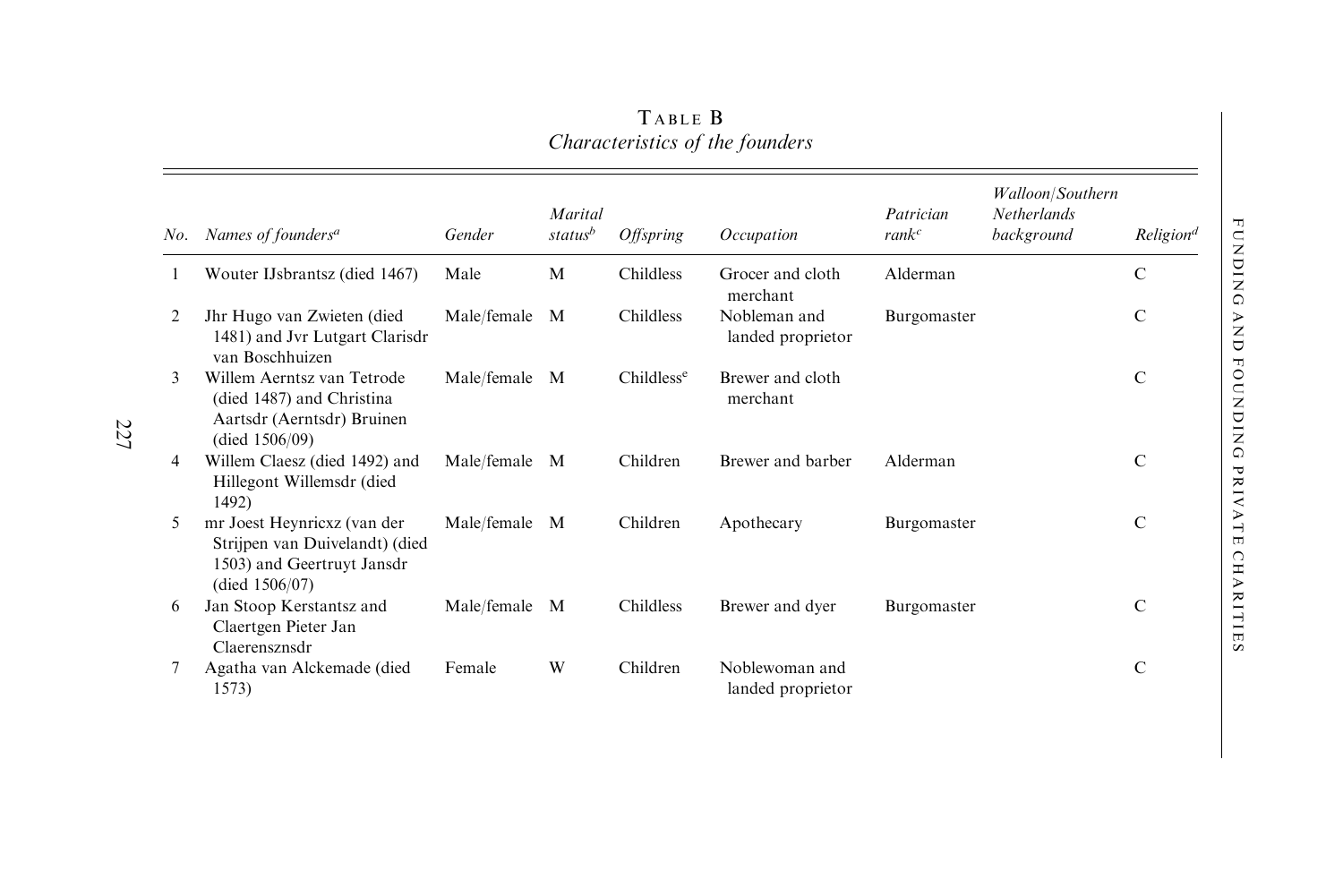### Table B
*Characteristics of the founders*

| *No.* | *Names of founders*[a] | *Gender* | *Marital status*[b] | *Offspring* | *Occupation* | *Patrician rank*[c] | *Walloon/Southern Netherlands background* | *Religion*[d] |
|---|---|---|---|---|---|---|---|---|
| 1 | Wouter IJsbrantsz (died 1467) | Male | M | Childless | Grocer and cloth merchant | Alderman | | C |
| 2 | Jhr Hugo van Zwieten (died 1481) and Jvr Lutgart Clarisdr van Boschhuizen | Male/female | M | Childless | Nobleman and landed proprietor | Burgomaster | | C |
| 3 | Willem Aerntsz van Tetrode (died 1487) and Christina Aartsdr (Aerntsdr) Bruinen (died 1506/09) | Male/female | M | Childless[e] | Brewer and cloth merchant | | | C |
| 4 | Willem Claesz (died 1492) and Hillegont Willemsdr (died 1492) | Male/female | M | Children | Brewer and barber | Alderman | | C |
| 5 | mr Joest Heynricxz (van der Strijpen van Duivelandt) (died 1503) and Geertruyt Jansdr (died 1506/07) | Male/female | M | Children | Apothecary | Burgomaster | | C |
| 6 | Jan Stoop Kerstantsz and Claertgen Pieter Jan Claerensznsdr | Male/female | M | Childless | Brewer and dyer | Burgomaster | | C |
| 7 | Agatha van Alckemade (died 1573) | Female | W | Children | Noblewoman and landed proprietor | | | C |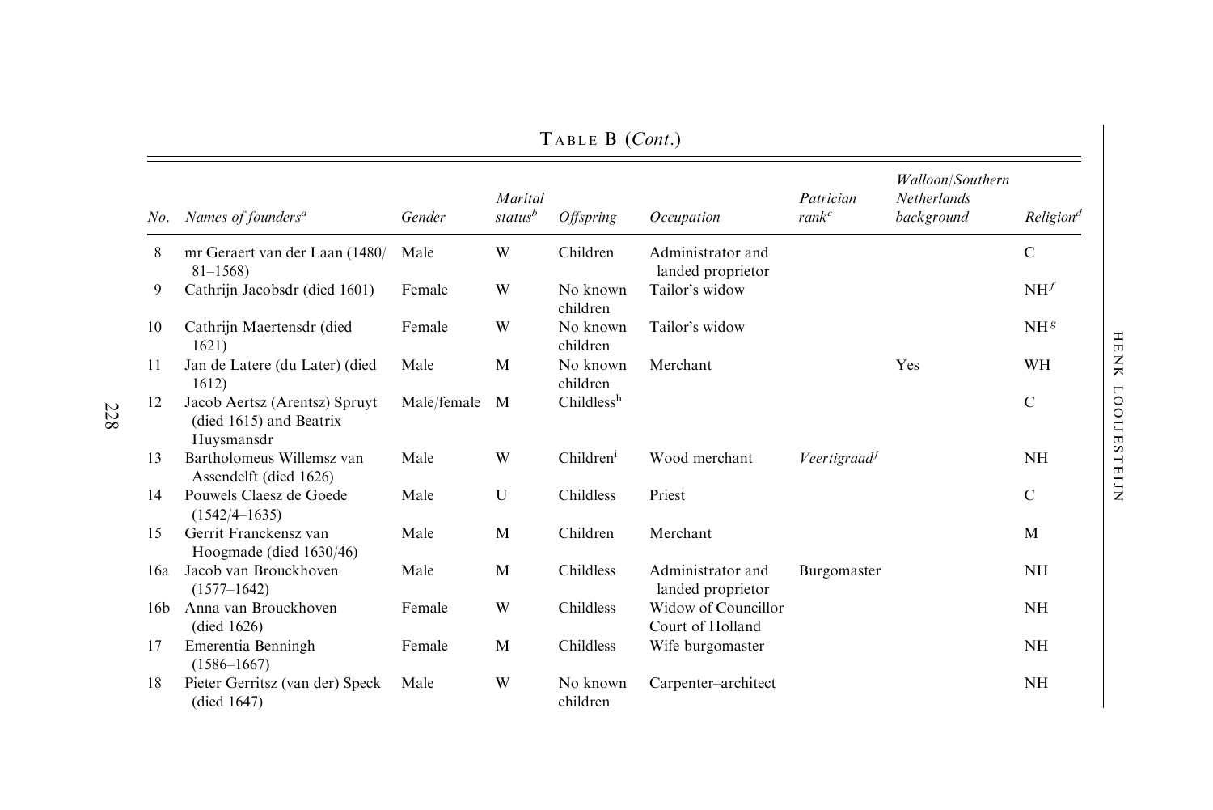TABLE B (*Cont.*)

| *No.* | *Names of founders*[a] | *Gender* | *Marital status*[b] | *Offspring* | *Occupation* | *Patrician rank*[c] | *Walloon/Southern Netherlands background* | *Religion*[d] |
|---|---|---|---|---|---|---|---|---|
| 8 | mr Geraert van der Laan (1480/81–1568) | Male | W | Children | Administrator and landed proprietor | | | C |
| 9 | Cathrijn Jacobsdr (died 1601) | Female | W | No known children | Tailor's widow | | | NH[f] |
| 10 | Cathrijn Maertensdr (died 1621) | Female | W | No known children | Tailor's widow | | | NH[g] |
| 11 | Jan de Latere (du Later) (died 1612) | Male | M | No known children | Merchant | | Yes | WH |
| 12 | Jacob Aertsz (Arentsz) Spruyt (died 1615) and Beatrix Huysmansdr | Male/female | M | Childless[h] | | | | C |
| 13 | Bartholomeus Willemsz van Assendelft (died 1626) | Male | W | Children[i] | Wood merchant | *Veertigraad*[j] | | NH |
| 14 | Pouwels Claesz de Goede (1542/4–1635) | Male | U | Childless | Priest | | | C |
| 15 | Gerrit Franckensz van Hoogmade (died 1630/46) | Male | M | Children | Merchant | | | M |
| 16a | Jacob van Brouckhoven (1577–1642) | Male | M | Childless | Administrator and landed proprietor | Burgomaster | | NH |
| 16b | Anna van Brouckhoven (died 1626) | Female | W | Childless | Widow of Councillor Court of Holland | | | NH |
| 17 | Emerentia Benningh (1586–1667) | Female | M | Childless | Wife burgomaster | | | NH |
| 18 | Pieter Gerritsz (van der) Speck (died 1647) | Male | W | No known children | Carpenter–architect | | | NH |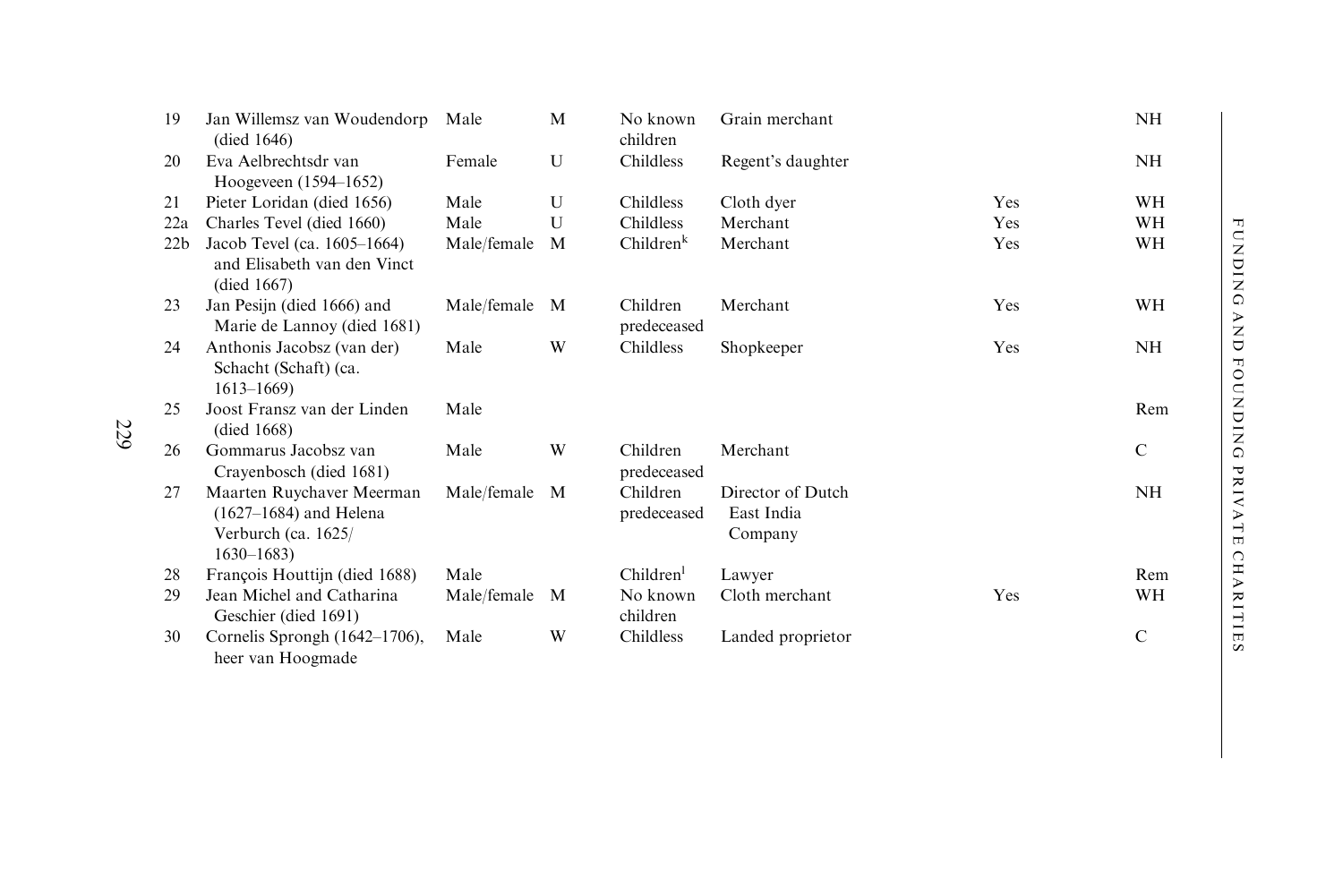| | | | | | | | |
|---|---|---|---|---|---|---|---|
| 19 | Jan Willemsz van Woudendorp (died 1646) | Male | M | No known children | Grain merchant | | NH |
| 20 | Eva Aelbrechtsdr van Hoogeveen (1594–1652) | Female | U | Childless | Regent's daughter | | NH |
| 21 | Pieter Loridan (died 1656) | Male | U | Childless | Cloth dyer | Yes | WH |
| 22a | Charles Tevel (died 1660) | Male | U | Childless | Merchant | Yes | WH |
| 22b | Jacob Tevel (ca. 1605–1664) and Elisabeth van den Vinct (died 1667) | Male/female | M | Children[k] | Merchant | Yes | WH |
| 23 | Jan Pesijn (died 1666) and Marie de Lannoy (died 1681) | Male/female | M | Children predeceased | Merchant | Yes | WH |
| 24 | Anthonis Jacobsz (van der) Schacht (Schaft) (ca. 1613–1669) | Male | W | Childless | Shopkeeper | Yes | NH |
| 25 | Joost Fransz van der Linden (died 1668) | Male | | | | | Rem |
| 26 | Gommarus Jacobsz van Crayenbosch (died 1681) | Male | W | Children predeceased | Merchant | | C |
| 27 | Maarten Ruychaver Meerman (1627–1684) and Helena Verburch (ca. 1625/1630–1683) | Male/female | M | Children predeceased | Director of Dutch East India Company | | NH |
| 28 | François Houttijn (died 1688) | Male | | Children[l] | Lawyer | | Rem |
| 29 | Jean Michel and Catharina Geschier (died 1691) | Male/female | M | No known children | Cloth merchant | Yes | WH |
| 30 | Cornelis Sprongh (1642–1706), heer van Hoogmade | Male | W | Childless | Landed proprietor | | C |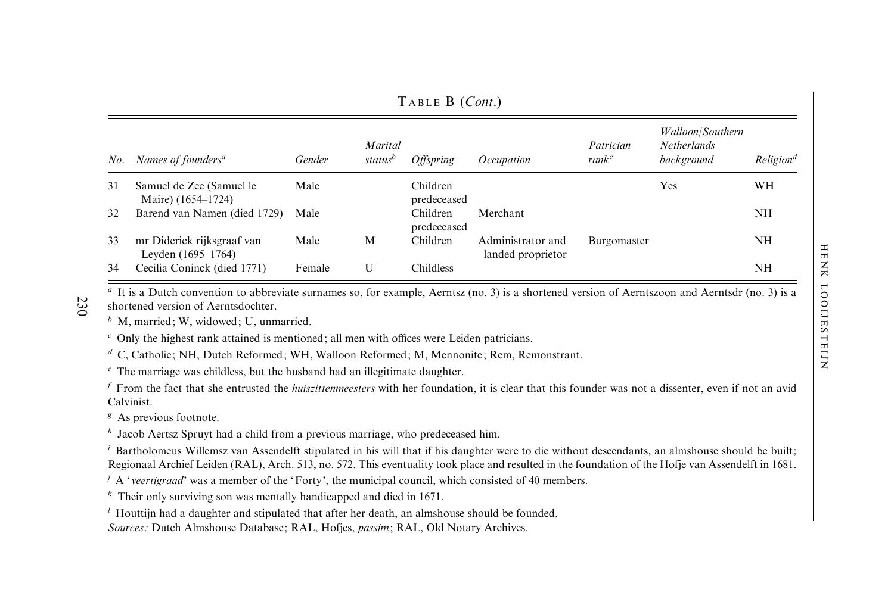TABLE B (*Cont.*)

| *No.* | *Names of founders*[a] | *Gender* | *Marital status*[b] | *Offspring* | *Occupation* | *Patrician rank*[c] | *Walloon/Southern Netherlands background* | *Religion*[d] |
|---|---|---|---|---|---|---|---|---|
| 31 | Samuel de Zee (Samuel le Maire) (1654–1724) | Male | | Children predeceased | | | Yes | WH |
| 32 | Barend van Namen (died 1729) | Male | | Children predeceased | Merchant | | | NH |
| 33 | mr Diderick rijksgraaf van Leyden (1695–1764) | Male | M | Children | Administrator and landed proprietor | Burgomaster | | NH |
| 34 | Cecilia Coninck (died 1771) | Female | U | Childless | | | | NH |

[a] It is a Dutch convention to abbreviate surnames so, for example, Aerntsz (no. 3) is a shortened version of Aerntszoon and Aerntsdr (no. 3) is a shortened version of Aerntsdochter.

[b] M, married; W, widowed; U, unmarried.

[c] Only the highest rank attained is mentioned; all men with offices were Leiden patricians.

[d] C, Catholic; NH, Dutch Reformed; WH, Walloon Reformed; M, Mennonite; Rem, Remonstrant.

[e] The marriage was childless, but the husband had an illegitimate daughter.

[f] From the fact that she entrusted the *huiszittenmeesters* with her foundation, it is clear that this founder was not a dissenter, even if not an avid Calvinist.

[g] As previous footnote.

[h] Jacob Aertsz Spruyt had a child from a previous marriage, who predeceased him.

[i] Bartholomeus Willemsz van Assendelft stipulated in his will that if his daughter were to die without descendants, an almshouse should be built; Regionaal Archief Leiden (RAL), Arch. 513, no. 572. This eventuality took place and resulted in the foundation of the Hofje van Assendelft in 1681.

[j] A '*veertigraad*' was a member of the 'Forty', the municipal council, which consisted of 40 members.

[k] Their only surviving son was mentally handicapped and died in 1671.

[l] Houttijn had a daughter and stipulated that after her death, an almshouse should be founded.

*Sources:* Dutch Almshouse Database; RAL, Hofjes, *passim*; RAL, Old Notary Archives.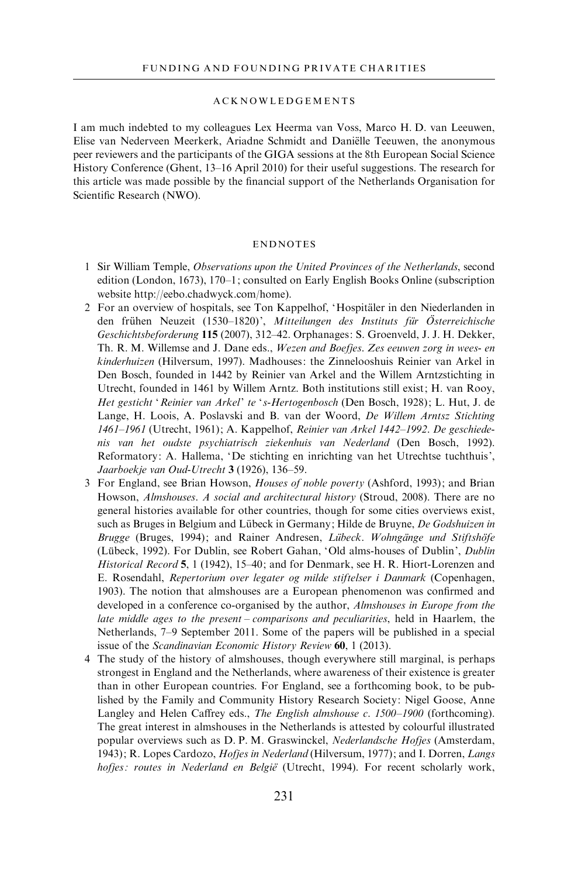## ACKNOWLEDGEMENTS

I am much indebted to my colleagues Lex Heerma van Voss, Marco H. D. van Leeuwen, Elise van Nederveen Meerkerk, Ariadne Schmidt and Daniëlle Teeuwen, the anonymous peer reviewers and the participants of the GIGA sessions at the 8th European Social Science History Conference (Ghent, 13–16 April 2010) for their useful suggestions. The research for this article was made possible by the financial support of the Netherlands Organisation for Scientific Research (NWO).

## ENDNOTES

1 Sir William Temple, *Observations upon the United Provinces of the Netherlands*, second edition (London, 1673), 170–1; consulted on Early English Books Online (subscription website http://eebo.chadwyck.com/home).

2 For an overview of hospitals, see Ton Kappelhof, 'Hospitäler in den Niederlanden in den frühen Neuzeit (1530–1820)', *Mitteilungen des Instituts für Österreichische Geschichtsbeforderung* **115** (2007), 312–42. Orphanages: S. Groenveld, J. J. H. Dekker, Th. R. M. Willemse and J. Dane eds., *Wezen and Boefjes. Zes eeuwen zorg in wees- en kinderhuizen* (Hilversum, 1997). Madhouses: the Zinnelooshuis Reinier van Arkel in Den Bosch, founded in 1442 by Reinier van Arkel and the Willem Arntzstichting in Utrecht, founded in 1461 by Willem Arntz. Both institutions still exist; H. van Rooy, *Het gesticht 'Reinier van Arkel' te 's-Hertogenbosch* (Den Bosch, 1928); L. Hut, J. de Lange, H. Loois, A. Poslavski and B. van der Woord, *De Willem Arntsz Stichting 1461–1961* (Utrecht, 1961); A. Kappelhof, *Reinier van Arkel 1442–1992. De geschiedenis van het oudste psychiatrisch ziekenhuis van Nederland* (Den Bosch, 1992). Reformatory: A. Hallema, 'De stichting en inrichting van het Utrechtse tuchthuis', *Jaarboekje van Oud-Utrecht* **3** (1926), 136–59.

3 For England, see Brian Howson, *Houses of noble poverty* (Ashford, 1993); and Brian Howson, *Almshouses. A social and architectural history* (Stroud, 2008). There are no general histories available for other countries, though for some cities overviews exist, such as Bruges in Belgium and Lübeck in Germany; Hilde de Bruyne, *De Godshuizen in Brugge* (Bruges, 1994); and Rainer Andresen, *Lübeck. Wohngänge und Stiftshöfe* (Lübeck, 1992). For Dublin, see Robert Gahan, 'Old alms-houses of Dublin', *Dublin Historical Record* **5**, 1 (1942), 15–40; and for Denmark, see H. R. Hiort-Lorenzen and E. Rosendahl, *Repertorium over legater og milde stiftelser i Danmark* (Copenhagen, 1903). The notion that almshouses are a European phenomenon was confirmed and developed in a conference co-organised by the author, *Almshouses in Europe from the late middle ages to the present – comparisons and peculiarities*, held in Haarlem, the Netherlands, 7–9 September 2011. Some of the papers will be published in a special issue of the *Scandinavian Economic History Review* **60**, 1 (2013).

4 The study of the history of almshouses, though everywhere still marginal, is perhaps strongest in England and the Netherlands, where awareness of their existence is greater than in other European countries. For England, see a forthcoming book, to be published by the Family and Community History Research Society: Nigel Goose, Anne Langley and Helen Caffrey eds., *The English almshouse c. 1500–1900* (forthcoming). The great interest in almshouses in the Netherlands is attested by colourful illustrated popular overviews such as D. P. M. Graswinckel, *Nederlandsche Hofjes* (Amsterdam, 1943); R. Lopes Cardozo, *Hofjes in Nederland* (Hilversum, 1977); and I. Dorren, *Langs hofjes: routes in Nederland en België* (Utrecht, 1994). For recent scholarly work,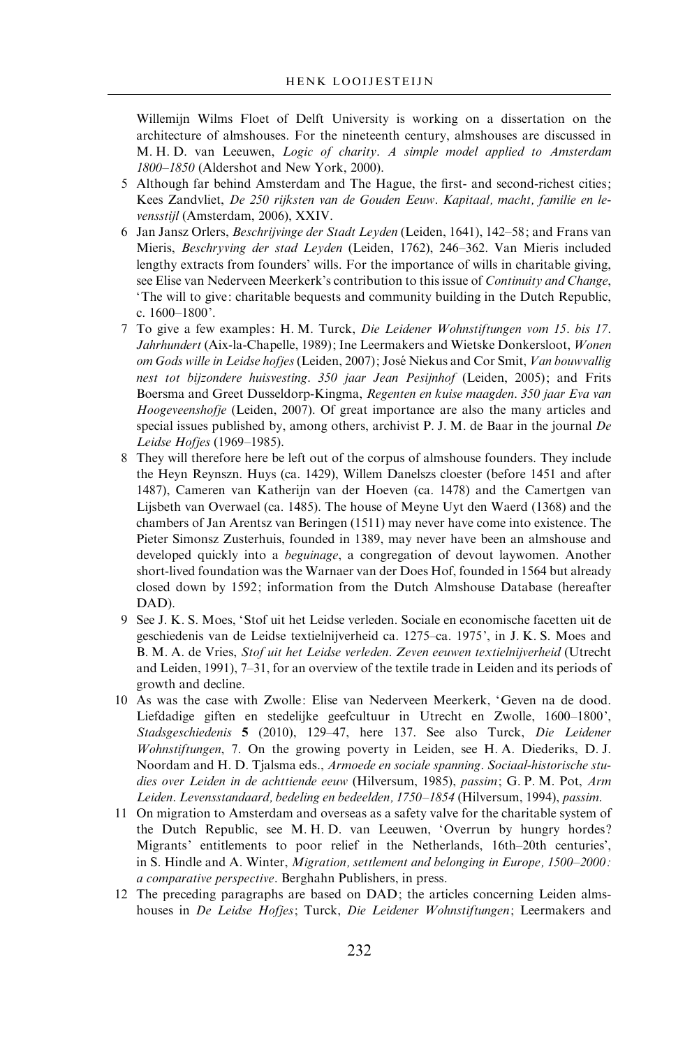Willemijn Wilms Floet of Delft University is working on a dissertation on the architecture of almshouses. For the nineteenth century, almshouses are discussed in M. H. D. van Leeuwen, *Logic of charity. A simple model applied to Amsterdam 1800–1850* (Aldershot and New York, 2000).

5 Although far behind Amsterdam and The Hague, the first- and second-richest cities; Kees Zandvliet, *De 250 rijksten van de Gouden Eeuw. Kapitaal, macht, familie en levensstijl* (Amsterdam, 2006), XXIV.

6 Jan Jansz Orlers, *Beschrijvinge der Stadt Leyden* (Leiden, 1641), 142–58; and Frans van Mieris, *Beschryving der stad Leyden* (Leiden, 1762), 246–362. Van Mieris included lengthy extracts from founders' wills. For the importance of wills in charitable giving, see Elise van Nederveen Meerkerk's contribution to this issue of *Continuity and Change*, 'The will to give: charitable bequests and community building in the Dutch Republic, c. 1600–1800'.

7 To give a few examples: H. M. Turck, *Die Leidener Wohnstiftungen vom 15. bis 17. Jahrhundert* (Aix-la-Chapelle, 1989); Ine Leermakers and Wietske Donkersloot, *Wonen om Gods wille in Leidse hofjes* (Leiden, 2007); José Niekus and Cor Smit, *Van bouwvallig nest tot bijzondere huisvesting. 350 jaar Jean Pesijnhof* (Leiden, 2005); and Frits Boersma and Greet Dusseldorp-Kingma, *Regenten en kuise maagden. 350 jaar Eva van Hoogeveenshofje* (Leiden, 2007). Of great importance are also the many articles and special issues published by, among others, archivist P. J. M. de Baar in the journal *De Leidse Hofjes* (1969–1985).

8 They will therefore here be left out of the corpus of almshouse founders. They include the Heyn Reynszn. Huys (ca. 1429), Willem Danelszs cloester (before 1451 and after 1487), Cameren van Katherijn van der Hoeven (ca. 1478) and the Camertgen van Lijsbeth van Overwael (ca. 1485). The house of Meyne Uyt den Waerd (1368) and the chambers of Jan Arentsz van Beringen (1511) may never have come into existence. The Pieter Simonsz Zusterhuis, founded in 1389, may never have been an almshouse and developed quickly into a *beguinage*, a congregation of devout laywomen. Another short-lived foundation was the Warnaer van der Does Hof, founded in 1564 but already closed down by 1592; information from the Dutch Almshouse Database (hereafter DAD).

9 See J. K. S. Moes, 'Stof uit het Leidse verleden. Sociale en economische facetten uit de geschiedenis van de Leidse textielnijverheid ca. 1275–ca. 1975', in J. K. S. Moes and B. M. A. de Vries, *Stof uit het Leidse verleden. Zeven eeuwen textielnijverheid* (Utrecht and Leiden, 1991), 7–31, for an overview of the textile trade in Leiden and its periods of growth and decline.

10 As was the case with Zwolle: Elise van Nederveen Meerkerk, 'Geven na de dood. Liefdadige giften en stedelijke geefcultuur in Utrecht en Zwolle, 1600–1800', *Stadsgeschiedenis* **5** (2010), 129–47, here 137. See also Turck, *Die Leidener Wohnstiftungen*, 7. On the growing poverty in Leiden, see H. A. Diederiks, D. J. Noordam and H. D. Tjalsma eds., *Armoede en sociale spanning. Sociaal-historische studies over Leiden in de achttiende eeuw* (Hilversum, 1985), *passim*; G. P. M. Pot, *Arm Leiden. Levensstandaard, bedeling en bedeelden, 1750–1854* (Hilversum, 1994), *passim*.

11 On migration to Amsterdam and overseas as a safety valve for the charitable system of the Dutch Republic, see M. H. D. van Leeuwen, 'Overrun by hungry hordes? Migrants' entitlements to poor relief in the Netherlands, 16th–20th centuries', in S. Hindle and A. Winter, *Migration, settlement and belonging in Europe, 1500–2000: a comparative perspective*. Berghahn Publishers, in press.

12 The preceding paragraphs are based on DAD; the articles concerning Leiden almshouses in *De Leidse Hofjes*; Turck, *Die Leidener Wohnstiftungen*; Leermakers and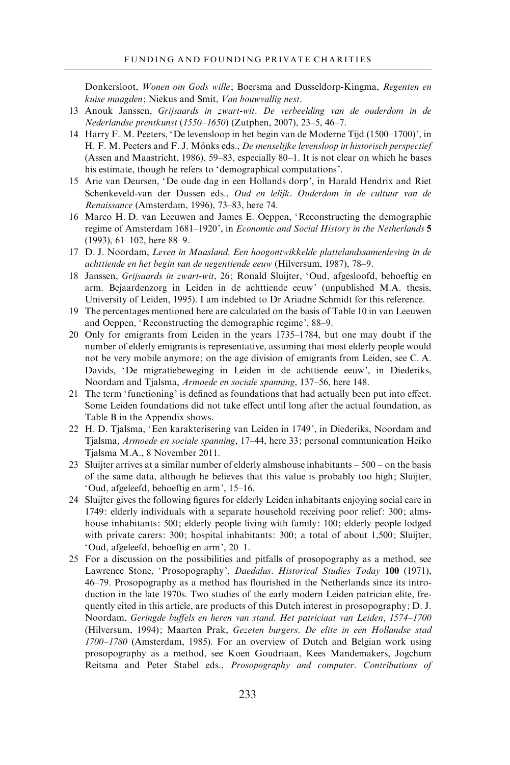Donkersloot, *Wonen om Gods wille*; Boersma and Dusseldorp-Kingma, *Regenten en kuise maagden*; Niekus and Smit, *Van bouwvallig nest*.

13 Anouk Janssen, *Grijsaards in zwart-wit. De verbeelding van de ouderdom in de Nederlandse prentkunst* (*1550–1650*) (Zutphen, 2007), 23–5, 46–7.

14 Harry F. M. Peeters, 'De levensloop in het begin van de Moderne Tijd (1500–1700)', in H. F. M. Peeters and F. J. Mönks eds., *De menselijke levensloop in historisch perspectief* (Assen and Maastricht, 1986), 59–83, especially 80–1. It is not clear on which he bases his estimate, though he refers to 'demographical computations'.

15 Arie van Deursen, 'De oude dag in een Hollands dorp', in Harald Hendrix and Riet Schenkeveld-van der Dussen eds., *Oud en lelijk. Ouderdom in de cultuur van de Renaissance* (Amsterdam, 1996), 73–83, here 74.

16 Marco H. D. van Leeuwen and James E. Oeppen, 'Reconstructing the demographic regime of Amsterdam 1681–1920', in *Economic and Social History in the Netherlands* **5** (1993), 61–102, here 88–9.

17 D. J. Noordam, *Leven in Maasland. Een hoogontwikkelde plattelandssamenleving in de achttiende en het begin van de negentiende eeuw* (Hilversum, 1987), 78–9.

18 Janssen, *Grijsaards in zwart-wit*, 26; Ronald Sluijter, 'Oud, afgesloofd, behoeftig en arm. Bejaardenzorg in Leiden in de achttiende eeuw' (unpublished M.A. thesis, University of Leiden, 1995). I am indebted to Dr Ariadne Schmidt for this reference.

19 The percentages mentioned here are calculated on the basis of Table 10 in van Leeuwen and Oeppen, 'Reconstructing the demographic regime', 88–9.

20 Only for emigrants from Leiden in the years 1735–1784, but one may doubt if the number of elderly emigrants is representative, assuming that most elderly people would not be very mobile anymore; on the age division of emigrants from Leiden, see C. A. Davids, 'De migratiebeweging in Leiden in de achttiende eeuw', in Diederiks, Noordam and Tjalsma, *Armoede en sociale spanning*, 137–56, here 148.

21 The term 'functioning' is defined as foundations that had actually been put into effect. Some Leiden foundations did not take effect until long after the actual foundation, as Table B in the Appendix shows.

22 H. D. Tjalsma, 'Een karakterisering van Leiden in 1749', in Diederiks, Noordam and Tjalsma, *Armoede en sociale spanning*, 17–44, here 33; personal communication Heiko Tjalsma M.A., 8 November 2011.

23 Sluijter arrives at a similar number of elderly almshouse inhabitants – 500 – on the basis of the same data, although he believes that this value is probably too high; Sluijter, 'Oud, afgeleefd, behoeftig en arm', 15–16.

24 Sluijter gives the following figures for elderly Leiden inhabitants enjoying social care in 1749: elderly individuals with a separate household receiving poor relief: 300; almshouse inhabitants: 500; elderly people living with family: 100; elderly people lodged with private carers: 300; hospital inhabitants: 300; a total of about 1,500; Sluijter, 'Oud, afgeleefd, behoeftig en arm', 20–1.

25 For a discussion on the possibilities and pitfalls of prosopography as a method, see Lawrence Stone, 'Prosopography', *Daedalus. Historical Studies Today* **100** (1971), 46–79. Prosopography as a method has flourished in the Netherlands since its introduction in the late 1970s. Two studies of the early modern Leiden patrician elite, frequently cited in this article, are products of this Dutch interest in prosopography; D. J. Noordam, *Geringde buffels en heren van stand. Het patriciaat van Leiden, 1574–1700* (Hilversum, 1994); Maarten Prak, *Gezeten burgers. De elite in een Hollandse stad 1700–1780* (Amsterdam, 1985). For an overview of Dutch and Belgian work using prosopography as a method, see Koen Goudriaan, Kees Mandemakers, Jogchum Reitsma and Peter Stabel eds., *Prosopography and computer. Contributions of*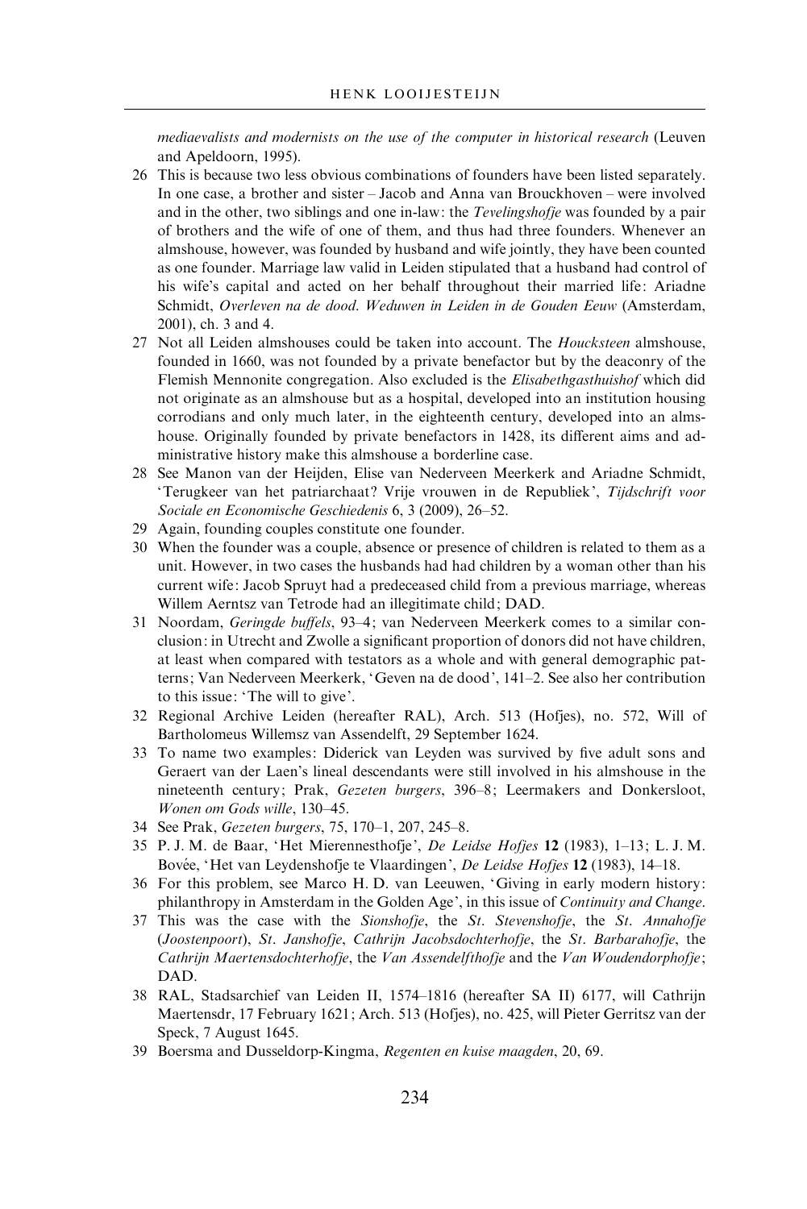*mediaevalists and modernists on the use of the computer in historical research* (Leuven and Apeldoorn, 1995).

26 This is because two less obvious combinations of founders have been listed separately. In one case, a brother and sister – Jacob and Anna van Brouckhoven – were involved and in the other, two siblings and one in-law: the *Tevelingshofje* was founded by a pair of brothers and the wife of one of them, and thus had three founders. Whenever an almshouse, however, was founded by husband and wife jointly, they have been counted as one founder. Marriage law valid in Leiden stipulated that a husband had control of his wife's capital and acted on her behalf throughout their married life: Ariadne Schmidt, *Overleven na de dood. Weduwen in Leiden in de Gouden Eeuw* (Amsterdam, 2001), ch. 3 and 4.

27 Not all Leiden almshouses could be taken into account. The *Houcksteen* almshouse, founded in 1660, was not founded by a private benefactor but by the deaconry of the Flemish Mennonite congregation. Also excluded is the *Elisabethgasthuishof* which did not originate as an almshouse but as a hospital, developed into an institution housing corrodians and only much later, in the eighteenth century, developed into an almshouse. Originally founded by private benefactors in 1428, its different aims and administrative history make this almshouse a borderline case.

28 See Manon van der Heijden, Elise van Nederveen Meerkerk and Ariadne Schmidt, 'Terugkeer van het patriarchaat? Vrije vrouwen in de Republiek', *Tijdschrift voor Sociale en Economische Geschiedenis* 6, 3 (2009), 26–52.

29 Again, founding couples constitute one founder.

30 When the founder was a couple, absence or presence of children is related to them as a unit. However, in two cases the husbands had had children by a woman other than his current wife: Jacob Spruyt had a predeceased child from a previous marriage, whereas Willem Aerntsz van Tetrode had an illegitimate child; DAD.

31 Noordam, *Geringde buffels*, 93–4; van Nederveen Meerkerk comes to a similar conclusion: in Utrecht and Zwolle a significant proportion of donors did not have children, at least when compared with testators as a whole and with general demographic patterns; Van Nederveen Meerkerk, 'Geven na de dood', 141–2. See also her contribution to this issue: 'The will to give'.

32 Regional Archive Leiden (hereafter RAL), Arch. 513 (Hofjes), no. 572, Will of Bartholomeus Willemsz van Assendelft, 29 September 1624.

33 To name two examples: Diderick van Leyden was survived by five adult sons and Geraert van der Laen's lineal descendants were still involved in his almshouse in the nineteenth century; Prak, *Gezeten burgers*, 396–8; Leermakers and Donkersloot, *Wonen om Gods wille*, 130–45.

34 See Prak, *Gezeten burgers*, 75, 170–1, 207, 245–8.

35 P. J. M. de Baar, 'Het Mierennesthofje', *De Leidse Hofjes* **12** (1983), 1–13; L. J. M. Bovée, 'Het van Leydenshofje te Vlaardingen', *De Leidse Hofjes* **12** (1983), 14–18.

36 For this problem, see Marco H. D. van Leeuwen, 'Giving in early modern history: philanthropy in Amsterdam in the Golden Age', in this issue of *Continuity and Change*.

37 This was the case with the *Sionshofje*, the *St. Stevenshofje*, the *St. Annahofje* (*Joostenpoort*), *St. Janshofje*, *Cathrijn Jacobsdochterhofje*, the *St. Barbarahofje*, the *Cathrijn Maertensdochterhofje*, the *Van Assendelfthofje* and the *Van Woudendorphofje*; DAD.

38 RAL, Stadsarchief van Leiden II, 1574–1816 (hereafter SA II) 6177, will Cathrijn Maertensdr, 17 February 1621; Arch. 513 (Hofjes), no. 425, will Pieter Gerritsz van der Speck, 7 August 1645.

39 Boersma and Dusseldorp-Kingma, *Regenten en kuise maagden*, 20, 69.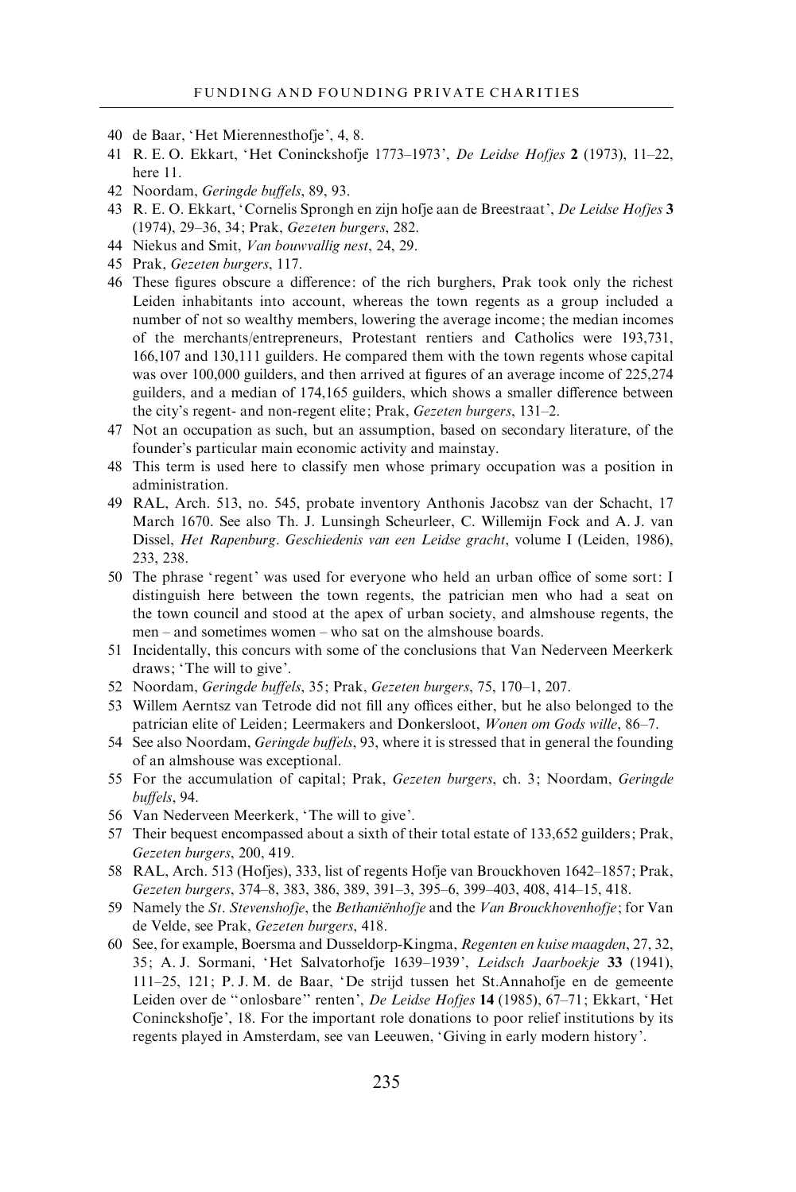40 de Baar, 'Het Mierennesthofje', 4, 8.

41 R. E. O. Ekkart, 'Het Coninckshofje 1773–1973', *De Leidse Hofjes* **2** (1973), 11–22, here 11.

42 Noordam, *Geringde buffels*, 89, 93.

43 R. E. O. Ekkart, 'Cornelis Sprongh en zijn hofje aan de Breestraat', *De Leidse Hofjes* **3** (1974), 29–36, 34; Prak, *Gezeten burgers*, 282.

44 Niekus and Smit, *Van bouwvallig nest*, 24, 29.

45 Prak, *Gezeten burgers*, 117.

46 These figures obscure a difference: of the rich burghers, Prak took only the richest Leiden inhabitants into account, whereas the town regents as a group included a number of not so wealthy members, lowering the average income; the median incomes of the merchants/entrepreneurs, Protestant rentiers and Catholics were 193,731, 166,107 and 130,111 guilders. He compared them with the town regents whose capital was over 100,000 guilders, and then arrived at figures of an average income of 225,274 guilders, and a median of 174,165 guilders, which shows a smaller difference between the city's regent- and non-regent elite; Prak, *Gezeten burgers*, 131–2.

47 Not an occupation as such, but an assumption, based on secondary literature, of the founder's particular main economic activity and mainstay.

48 This term is used here to classify men whose primary occupation was a position in administration.

49 RAL, Arch. 513, no. 545, probate inventory Anthonis Jacobsz van der Schacht, 17 March 1670. See also Th. J. Lunsingh Scheurleer, C. Willemijn Fock and A. J. van Dissel, *Het Rapenburg. Geschiedenis van een Leidse gracht*, volume I (Leiden, 1986), 233, 238.

50 The phrase 'regent' was used for everyone who held an urban office of some sort: I distinguish here between the town regents, the patrician men who had a seat on the town council and stood at the apex of urban society, and almshouse regents, the men – and sometimes women – who sat on the almshouse boards.

51 Incidentally, this concurs with some of the conclusions that Van Nederveen Meerkerk draws; 'The will to give'.

52 Noordam, *Geringde buffels*, 35; Prak, *Gezeten burgers*, 75, 170–1, 207.

53 Willem Aerntsz van Tetrode did not fill any offices either, but he also belonged to the patrician elite of Leiden; Leermakers and Donkersloot, *Wonen om Gods wille*, 86–7.

54 See also Noordam, *Geringde buffels*, 93, where it is stressed that in general the founding of an almshouse was exceptional.

55 For the accumulation of capital; Prak, *Gezeten burgers*, ch. 3; Noordam, *Geringde buffels*, 94.

56 Van Nederveen Meerkerk, 'The will to give'.

57 Their bequest encompassed about a sixth of their total estate of 133,652 guilders; Prak, *Gezeten burgers*, 200, 419.

58 RAL, Arch. 513 (Hofjes), 333, list of regents Hofje van Brouckhoven 1642–1857; Prak, *Gezeten burgers*, 374–8, 383, 386, 389, 391–3, 395–6, 399–403, 408, 414–15, 418.

59 Namely the *St. Stevenshofje*, the *Bethaniënhofje* and the *Van Brouckhovenhofje*; for Van de Velde, see Prak, *Gezeten burgers*, 418.

60 See, for example, Boersma and Dusseldorp-Kingma, *Regenten en kuise maagden*, 27, 32, 35; A. J. Sormani, 'Het Salvatorhofje 1639–1939', *Leidsch Jaarboekje* **33** (1941), 111–25, 121; P. J. M. de Baar, 'De strijd tussen het St.Annahofje en de gemeente Leiden over de "onlosbare" renten', *De Leidse Hofjes* **14** (1985), 67–71; Ekkart, 'Het Coninckshofje', 18. For the important role donations to poor relief institutions by its regents played in Amsterdam, see van Leeuwen, 'Giving in early modern history'.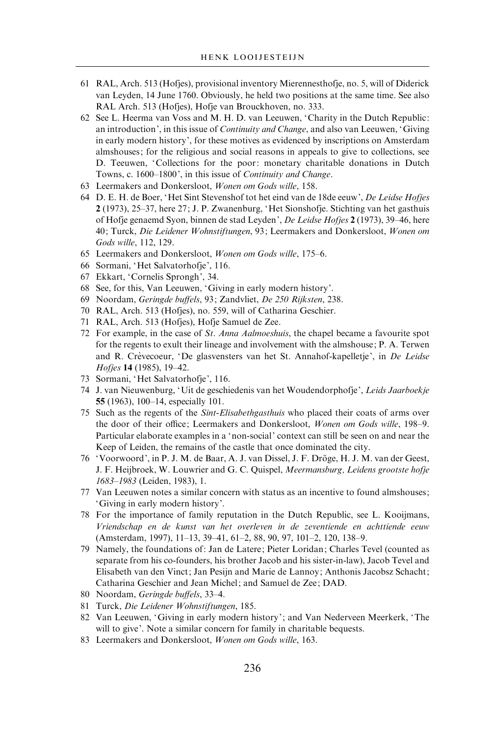61 RAL, Arch. 513 (Hofjes), provisional inventory Mierennesthofje, no. 5, will of Diderick van Leyden, 14 June 1760. Obviously, he held two positions at the same time. See also RAL Arch. 513 (Hofjes), Hofje van Brouckhoven, no. 333.

62 See L. Heerma van Voss and M. H. D. van Leeuwen, 'Charity in the Dutch Republic: an introduction', in this issue of *Continuity and Change*, and also van Leeuwen, 'Giving in early modern history', for these motives as evidenced by inscriptions on Amsterdam almshouses; for the religious and social reasons in appeals to give to collections, see D. Teeuwen, 'Collections for the poor: monetary charitable donations in Dutch Towns, c. 1600–1800', in this issue of *Continuity and Change*.

63 Leermakers and Donkersloot, *Wonen om Gods wille*, 158.

64 D. E. H. de Boer, 'Het Sint Stevenshof tot het eind van de 18de eeuw', *De Leidse Hofjes* **2** (1973), 25–37, here 27; J. P. Zwanenburg, 'Het Sionshofje. Stichting van het gasthuis of Hofje genaemd Syon, binnen de stad Leyden', *De Leidse Hofjes* **2** (1973), 39–46, here 40; Turck, *Die Leidener Wohnstiftungen*, 93; Leermakers and Donkersloot, *Wonen om Gods wille*, 112, 129.

65 Leermakers and Donkersloot, *Wonen om Gods wille*, 175–6.

66 Sormani, 'Het Salvatorhofje', 116.

67 Ekkart, 'Cornelis Sprongh', 34.

68 See, for this, Van Leeuwen, 'Giving in early modern history'.

69 Noordam, *Geringde buffels*, 93; Zandvliet, *De 250 Rijksten*, 238.

70 RAL, Arch. 513 (Hofjes), no. 559, will of Catharina Geschier.

71 RAL, Arch. 513 (Hofjes), Hofje Samuel de Zee.

72 For example, in the case of *St. Anna Aalmoeshuis*, the chapel became a favourite spot for the regents to exult their lineage and involvement with the almshouse; P. A. Terwen and R. Crèvecoeur, 'De glasvensters van het St. Annahof-kapelletje', in *De Leidse Hofjes* **14** (1985), 19–42.

73 Sormani, 'Het Salvatorhofje', 116.

74 J. van Nieuwenburg, 'Uit de geschiedenis van het Woudendorphofje', *Leids Jaarboekje* **55** (1963), 100–14, especially 101.

75 Such as the regents of the *Sint-Elisabethgasthuis* who placed their coats of arms over the door of their office; Leermakers and Donkersloot, *Wonen om Gods wille*, 198–9. Particular elaborate examples in a 'non-social' context can still be seen on and near the Keep of Leiden, the remains of the castle that once dominated the city.

76 'Voorwoord', in P. J. M. de Baar, A. J. van Dissel, J. F. Dröge, H. J. M. van der Geest, J. F. Heijbroek, W. Louwrier and G. C. Quispel, *Meermansburg, Leidens grootste hofje 1683–1983* (Leiden, 1983), 1.

77 Van Leeuwen notes a similar concern with status as an incentive to found almshouses; 'Giving in early modern history'.

78 For the importance of family reputation in the Dutch Republic, see L. Kooijmans, *Vriendschap en de kunst van het overleven in de zeventiende en achttiende eeuw* (Amsterdam, 1997), 11–13, 39–41, 61–2, 88, 90, 97, 101–2, 120, 138–9.

79 Namely, the foundations of: Jan de Latere; Pieter Loridan; Charles Tevel (counted as separate from his co-founders, his brother Jacob and his sister-in-law), Jacob Tevel and Elisabeth van den Vinct; Jan Pesijn and Marie de Lannoy; Anthonis Jacobsz Schacht; Catharina Geschier and Jean Michel; and Samuel de Zee; DAD.

80 Noordam, *Geringde buffels*, 33–4.

81 Turck, *Die Leidener Wohnstiftungen*, 185.

82 Van Leeuwen, 'Giving in early modern history'; and Van Nederveen Meerkerk, 'The will to give'. Note a similar concern for family in charitable bequests.

83 Leermakers and Donkersloot, *Wonen om Gods wille*, 163.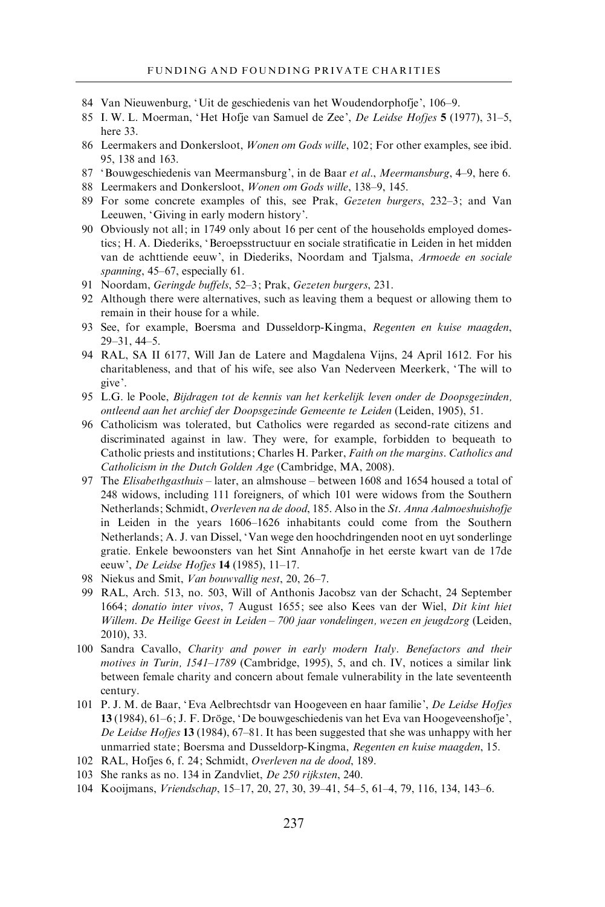84 Van Nieuwenburg, 'Uit de geschiedenis van het Woudendorphofje', 106–9.

85 I. W. L. Moerman, 'Het Hofje van Samuel de Zee', *De Leidse Hofjes* **5** (1977), 31–5, here 33.

86 Leermakers and Donkersloot, *Wonen om Gods wille*, 102; For other examples, see ibid. 95, 138 and 163.

87 'Bouwgeschiedenis van Meermansburg', in de Baar *et al.*, *Meermansburg*, 4–9, here 6.

88 Leermakers and Donkersloot, *Wonen om Gods wille*, 138–9, 145.

89 For some concrete examples of this, see Prak, *Gezeten burgers*, 232–3; and Van Leeuwen, 'Giving in early modern history'.

90 Obviously not all; in 1749 only about 16 per cent of the households employed domestics; H. A. Diederiks, 'Beroepsstructuur en sociale stratificatie in Leiden in het midden van de achttiende eeuw', in Diederiks, Noordam and Tjalsma, *Armoede en sociale spanning*, 45–67, especially 61.

91 Noordam, *Geringde buffels*, 52–3; Prak, *Gezeten burgers*, 231.

92 Although there were alternatives, such as leaving them a bequest or allowing them to remain in their house for a while.

93 See, for example, Boersma and Dusseldorp-Kingma, *Regenten en kuise maagden*, 29–31, 44–5.

94 RAL, SA II 6177, Will Jan de Latere and Magdalena Vijns, 24 April 1612. For his charitableness, and that of his wife, see also Van Nederveen Meerkerk, 'The will to give'.

95 L.G. le Poole, *Bijdragen tot de kennis van het kerkelijk leven onder de Doopsgezinden, ontleend aan het archief der Doopsgezinde Gemeente te Leiden* (Leiden, 1905), 51.

96 Catholicism was tolerated, but Catholics were regarded as second-rate citizens and discriminated against in law. They were, for example, forbidden to bequeath to Catholic priests and institutions; Charles H. Parker, *Faith on the margins. Catholics and Catholicism in the Dutch Golden Age* (Cambridge, MA, 2008).

97 The *Elisabethgasthuis* – later, an almshouse – between 1608 and 1654 housed a total of 248 widows, including 111 foreigners, of which 101 were widows from the Southern Netherlands; Schmidt, *Overleven na de dood*, 185. Also in the *St. Anna Aalmoeshuishofje* in Leiden in the years 1606–1626 inhabitants could come from the Southern Netherlands; A. J. van Dissel, 'Van wege den hoochdringenden noot en uyt sonderlinge gratie. Enkele bewoonsters van het Sint Annahofje in het eerste kwart van de 17de eeuw', *De Leidse Hofjes* **14** (1985), 11–17.

98 Niekus and Smit, *Van bouwvallig nest*, 20, 26–7.

99 RAL, Arch. 513, no. 503, Will of Anthonis Jacobsz van der Schacht, 24 September 1664; *donatio inter vivos*, 7 August 1655; see also Kees van der Wiel, *Dit kint hiet Willem. De Heilige Geest in Leiden – 700 jaar vondelingen, wezen en jeugdzorg* (Leiden, 2010), 33.

100 Sandra Cavallo, *Charity and power in early modern Italy. Benefactors and their motives in Turin, 1541–1789* (Cambridge, 1995), 5, and ch. IV, notices a similar link between female charity and concern about female vulnerability in the late seventeenth century.

101 P. J. M. de Baar, 'Eva Aelbrechtsdr van Hoogeveen en haar familie', *De Leidse Hofjes* **13** (1984), 61–6; J. F. Dröge, 'De bouwgeschiedenis van het Eva van Hoogeveenshofje', *De Leidse Hofjes* **13** (1984), 67–81. It has been suggested that she was unhappy with her unmarried state; Boersma and Dusseldorp-Kingma, *Regenten en kuise maagden*, 15.

102 RAL, Hofjes 6, f. 24; Schmidt, *Overleven na de dood*, 189.

103 She ranks as no. 134 in Zandvliet, *De 250 rijksten*, 240.

104 Kooijmans, *Vriendschap*, 15–17, 20, 27, 30, 39–41, 54–5, 61–4, 79, 116, 134, 143–6.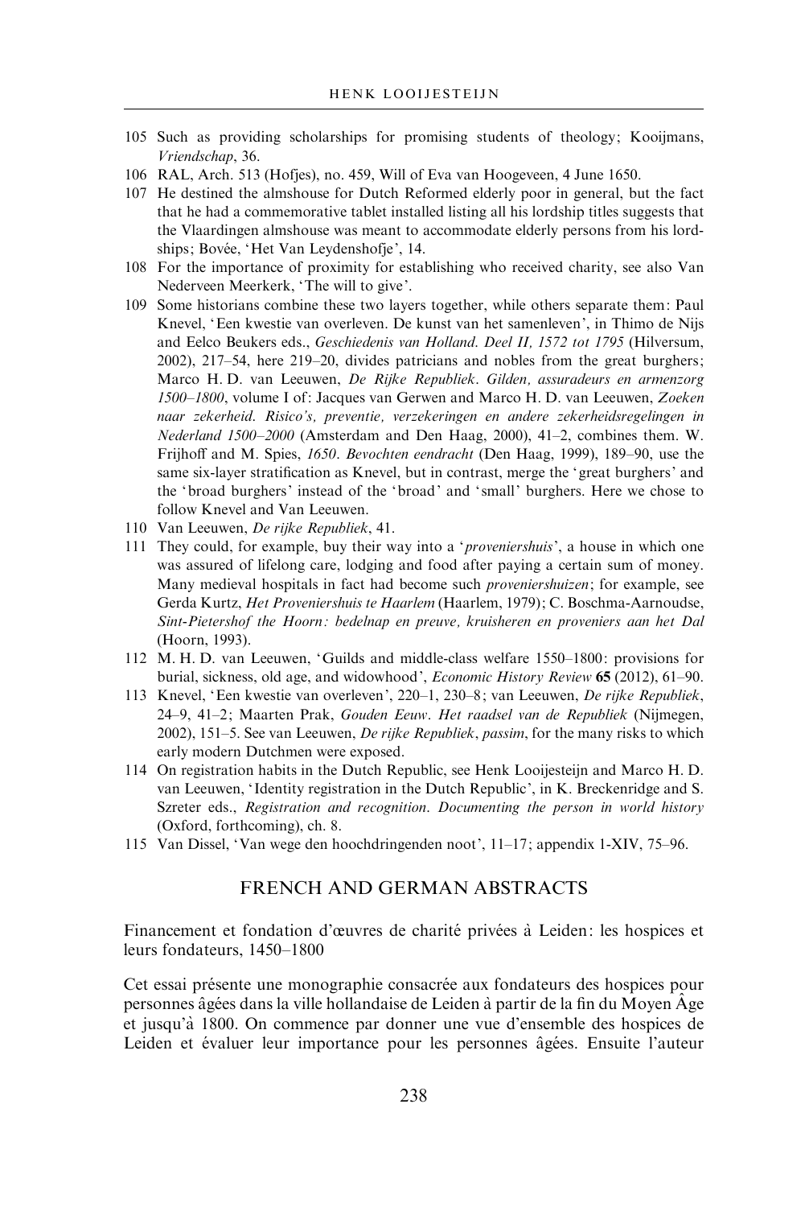105 Such as providing scholarships for promising students of theology; Kooijmans, *Vriendschap*, 36.

106 RAL, Arch. 513 (Hofjes), no. 459, Will of Eva van Hoogeveen, 4 June 1650.

107 He destined the almshouse for Dutch Reformed elderly poor in general, but the fact that he had a commemorative tablet installed listing all his lordship titles suggests that the Vlaardingen almshouse was meant to accommodate elderly persons from his lordships; Bovée, 'Het Van Leydenshofje', 14.

108 For the importance of proximity for establishing who received charity, see also Van Nederveen Meerkerk, 'The will to give'.

109 Some historians combine these two layers together, while others separate them: Paul Knevel, 'Een kwestie van overleven. De kunst van het samenleven', in Thimo de Nijs and Eelco Beukers eds., *Geschiedenis van Holland. Deel II, 1572 tot 1795* (Hilversum, 2002), 217–54, here 219–20, divides patricians and nobles from the great burghers; Marco H. D. van Leeuwen, *De Rijke Republiek. Gilden, assuradeurs en armenzorg 1500–1800*, volume I of: Jacques van Gerwen and Marco H. D. van Leeuwen, *Zoeken naar zekerheid. Risico's, preventie, verzekeringen en andere zekerheidsregelingen in Nederland 1500–2000* (Amsterdam and Den Haag, 2000), 41–2, combines them. W. Frijhoff and M. Spies, *1650. Bevochten eendracht* (Den Haag, 1999), 189–90, use the same six-layer stratification as Knevel, but in contrast, merge the 'great burghers' and the 'broad burghers' instead of the 'broad' and 'small' burghers. Here we chose to follow Knevel and Van Leeuwen.

110 Van Leeuwen, *De rijke Republiek*, 41.

111 They could, for example, buy their way into a '*proveniershuis*', a house in which one was assured of lifelong care, lodging and food after paying a certain sum of money. Many medieval hospitals in fact had become such *proveniershuizen*; for example, see Gerda Kurtz, *Het Proveniershuis te Haarlem* (Haarlem, 1979); C. Boschma-Aarnoudse, *Sint-Pietershof the Hoorn: bedelnap en preuve, kruisheren en proveniers aan het Dal* (Hoorn, 1993).

112 M. H. D. van Leeuwen, 'Guilds and middle-class welfare 1550–1800: provisions for burial, sickness, old age, and widowhood', *Economic History Review* **65** (2012), 61–90.

113 Knevel, 'Een kwestie van overleven', 220–1, 230–8; van Leeuwen, *De rijke Republiek*, 24–9, 41–2; Maarten Prak, *Gouden Eeuw. Het raadsel van de Republiek* (Nijmegen, 2002), 151–5. See van Leeuwen, *De rijke Republiek*, *passim*, for the many risks to which early modern Dutchmen were exposed.

114 On registration habits in the Dutch Republic, see Henk Looijesteijn and Marco H. D. van Leeuwen, 'Identity registration in the Dutch Republic', in K. Breckenridge and S. Szreter eds., *Registration and recognition. Documenting the person in world history* (Oxford, forthcoming), ch. 8.

115 Van Dissel, 'Van wege den hoochdringenden noot', 11–17; appendix 1-XIV, 75–96.

## FRENCH AND GERMAN ABSTRACTS

Financement et fondation d'œuvres de charité privées à Leiden: les hospices et leurs fondateurs, 1450–1800

Cet essai présente une monographie consacrée aux fondateurs des hospices pour personnes âgées dans la ville hollandaise de Leiden à partir de la fin du Moyen Âge et jusqu'à 1800. On commence par donner une vue d'ensemble des hospices de Leiden et évaluer leur importance pour les personnes âgées. Ensuite l'auteur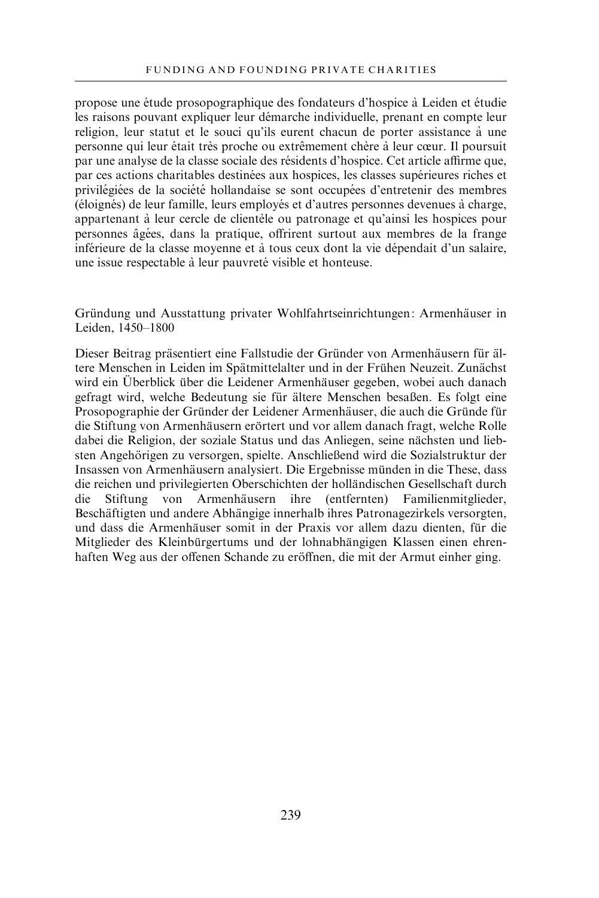propose une étude prosopographique des fondateurs d'hospice à Leiden et étudie les raisons pouvant expliquer leur démarche individuelle, prenant en compte leur religion, leur statut et le souci qu'ils eurent chacun de porter assistance à une personne qui leur était très proche ou extrêmement chère à leur cœur. Il poursuit par une analyse de la classe sociale des résidents d'hospice. Cet article affirme que, par ces actions charitables destinées aux hospices, les classes supérieures riches et privilégiées de la société hollandaise se sont occupées d'entretenir des membres (éloignés) de leur famille, leurs employés et d'autres personnes devenues à charge, appartenant à leur cercle de clientèle ou patronage et qu'ainsi les hospices pour personnes âgées, dans la pratique, offrirent surtout aux membres de la frange inférieure de la classe moyenne et à tous ceux dont la vie dépendait d'un salaire, une issue respectable à leur pauvreté visible et honteuse.

Gründung und Ausstattung privater Wohlfahrtseinrichtungen: Armenhäuser in Leiden, 1450–1800

Dieser Beitrag präsentiert eine Fallstudie der Gründer von Armenhäusern für ältere Menschen in Leiden im Spätmittelalter und in der Frühen Neuzeit. Zunächst wird ein Überblick über die Leidener Armenhäuser gegeben, wobei auch danach gefragt wird, welche Bedeutung sie für ältere Menschen besaßen. Es folgt eine Prosopographie der Gründer der Leidener Armenhäuser, die auch die Gründe für die Stiftung von Armenhäusern erörtert und vor allem danach fragt, welche Rolle dabei die Religion, der soziale Status und das Anliegen, seine nächsten und liebsten Angehörigen zu versorgen, spielte. Anschließend wird die Sozialstruktur der Insassen von Armenhäusern analysiert. Die Ergebnisse münden in die These, dass die reichen und privilegierten Oberschichten der holländischen Gesellschaft durch die Stiftung von Armenhäusern ihre (entfernten) Familienmitglieder, Beschäftigten und andere Abhängige innerhalb ihres Patronagezirkels versorgten, und dass die Armenhäuser somit in der Praxis vor allem dazu dienten, für die Mitglieder des Kleinbürgertums und der lohnabhängigen Klassen einen ehrenhaften Weg aus der offenen Schande zu eröffnen, die mit der Armut einher ging.